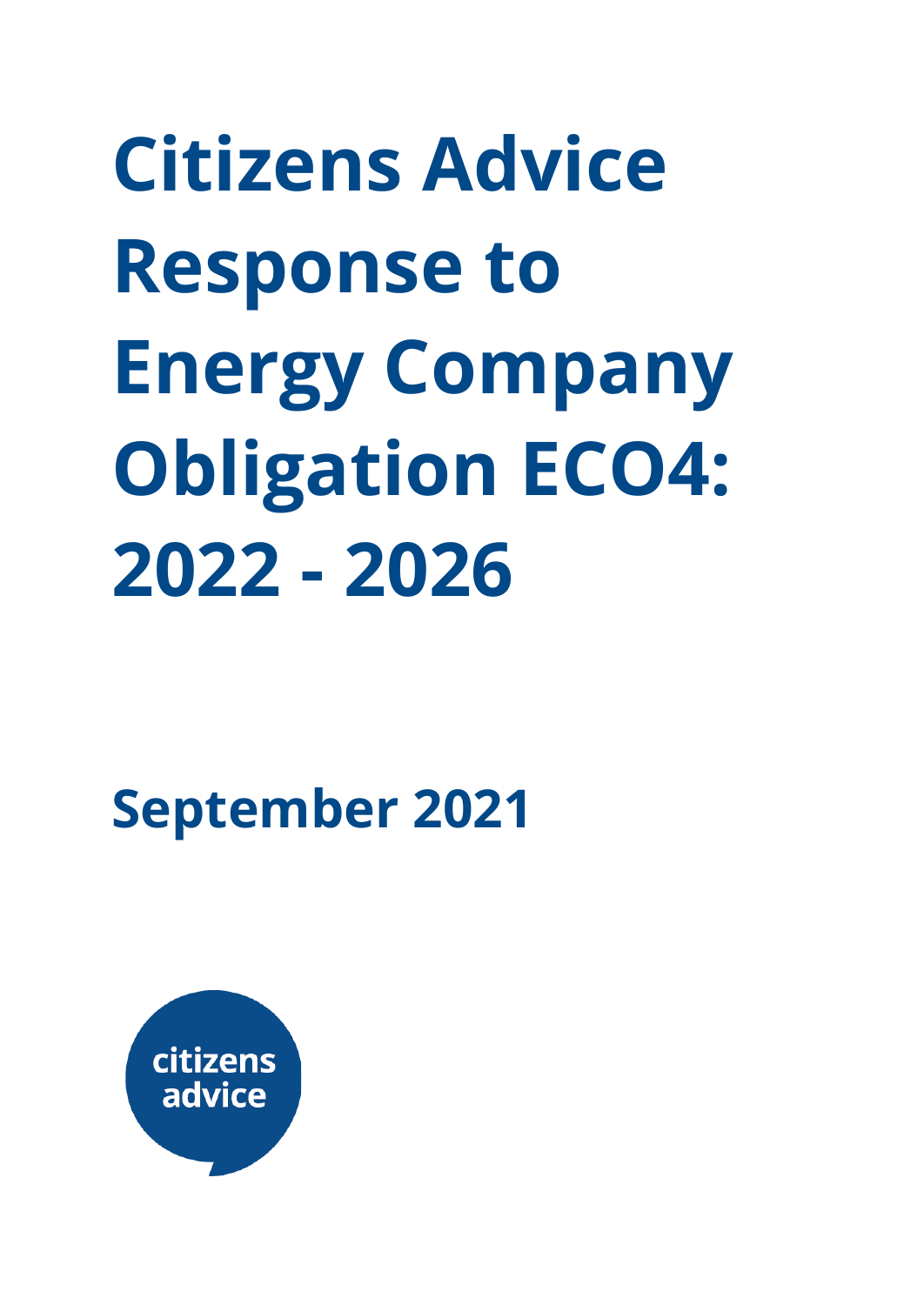# Citizens Advice Response to Energy Company Obligation ECO4: 2022 - 2026

## September 2021

citizens advice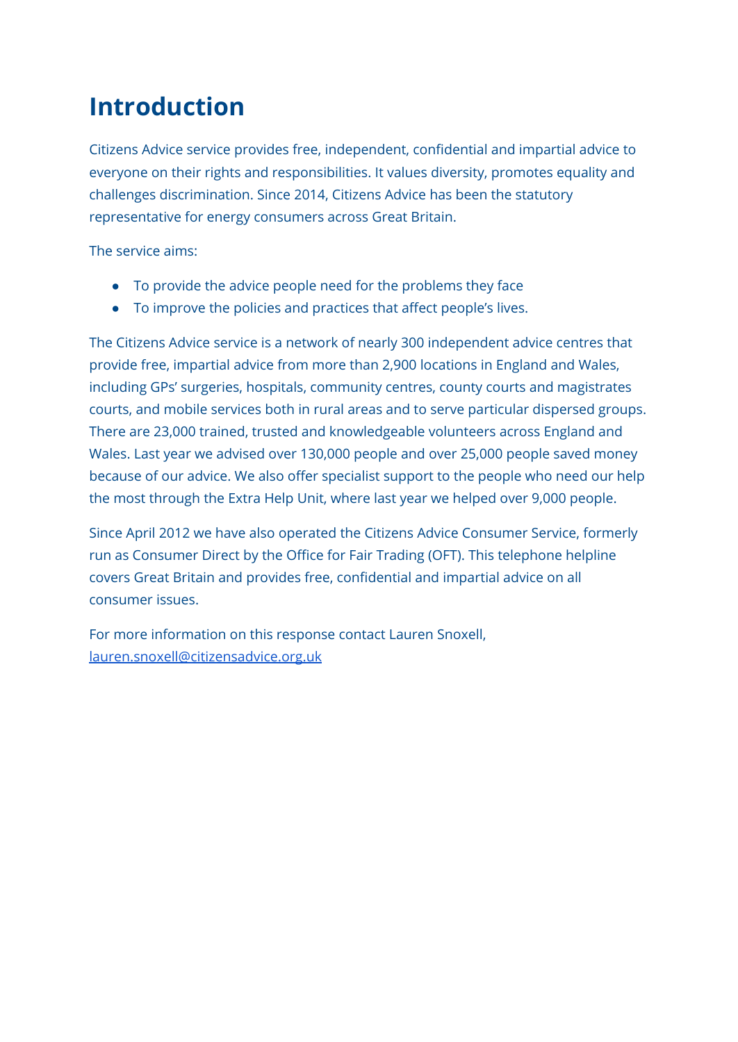# Introduction

Citizens Advice service provides free, independent, confidential and impartial advice to everyone on their rights and responsibilities. It values diversity, promotes equality and challenges discrimination. Since 2014, Citizens Advice has been the statutory representative for energy consumers across Great Britain.

The service aims:

- To provide the advice people need for the problems they face
- To improve the policies and practices that affect people's lives.

The Citizens Advice service is a network of nearly 300 independent advice centres that provide free, impartial advice from more than 2,900 locations in England and Wales, including GPs' surgeries, hospitals, community centres, county courts and magistrates courts, and mobile services both in rural areas and to serve particular dispersed groups. There are 23,000 trained, trusted and knowledgeable volunteers across England and Wales. Last year we advised over 130,000 people and over 25,000 people saved money because of our advice. We also offer specialist support to the people who need our help the most through the Extra Help Unit, where last year we helped over 9,000 people.

Since April 2012 we have also operated the Citizens Advice Consumer Service, formerly run as Consumer Direct by the Office for Fair Trading (OFT). This telephone helpline covers Great Britain and provides free, confidential and impartial advice on all consumer issues.

For more information on this response contact Lauren Snoxell, [lauren.snoxell@citizensadvice.org.uk](mailto:lauren.snoxell@citizensadvice.org.uk)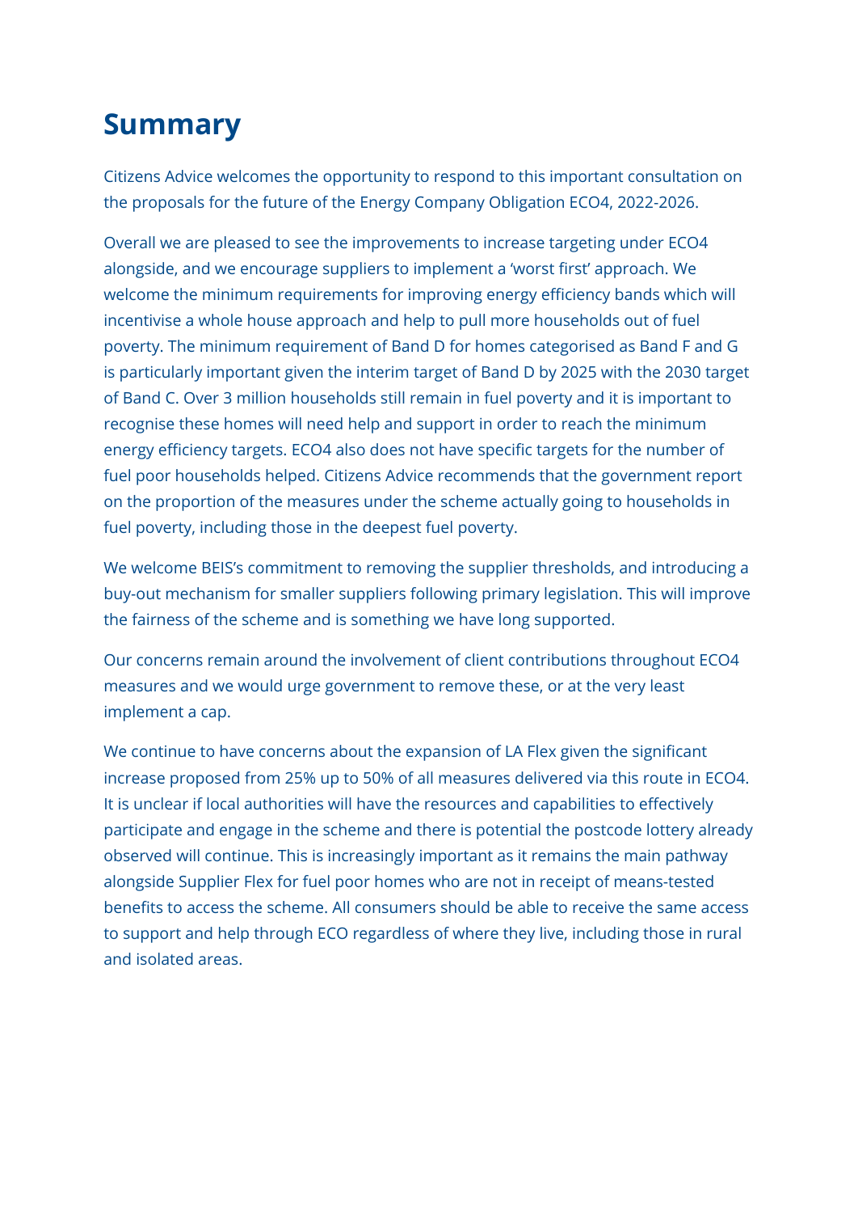# Summary

Citizens Advice welcomes the opportunity to respond to this important consultation on the proposals for the future of the Energy Company Obligation ECO4, 2022-2026.

Overall we are pleased to see the improvements to increase targeting under ECO4 alongside, and we encourage suppliers to implement a 'worst first' approach. We welcome the minimum requirements for improving energy efficiency bands which will incentivise a whole house approach and help to pull more households out of fuel poverty. The minimum requirement of Band D for homes categorised as Band F and G is particularly important given the interim target of Band D by 2025 with the 2030 target of Band C. Over 3 million households still remain in fuel poverty and it is important to recognise these homes will need help and support in order to reach the minimum energy efficiency targets. ECO4 also does not have specific targets for the number of fuel poor households helped. Citizens Advice recommends that the government report on the proportion of the measures under the scheme actually going to households in fuel poverty, including those in the deepest fuel poverty.

We welcome BEIS's commitment to removing the supplier thresholds, and introducing a buy-out mechanism for smaller suppliers following primary legislation. This will improve the fairness of the scheme and is something we have long supported.

Our concerns remain around the involvement of client contributions throughout ECO4 measures and we would urge government to remove these, or at the very least implement a cap.

We continue to have concerns about the expansion of LA Flex given the significant increase proposed from 25% up to 50% of all measures delivered via this route in ECO4. It is unclear if local authorities will have the resources and capabilities to effectively participate and engage in the scheme and there is potential the postcode lottery already observed will continue. This is increasingly important as it remains the main pathway alongside Supplier Flex for fuel poor homes who are not in receipt of means-tested benefits to access the scheme. All consumers should be able to receive the same access to support and help through ECO regardless of where they live, including those in rural and isolated areas.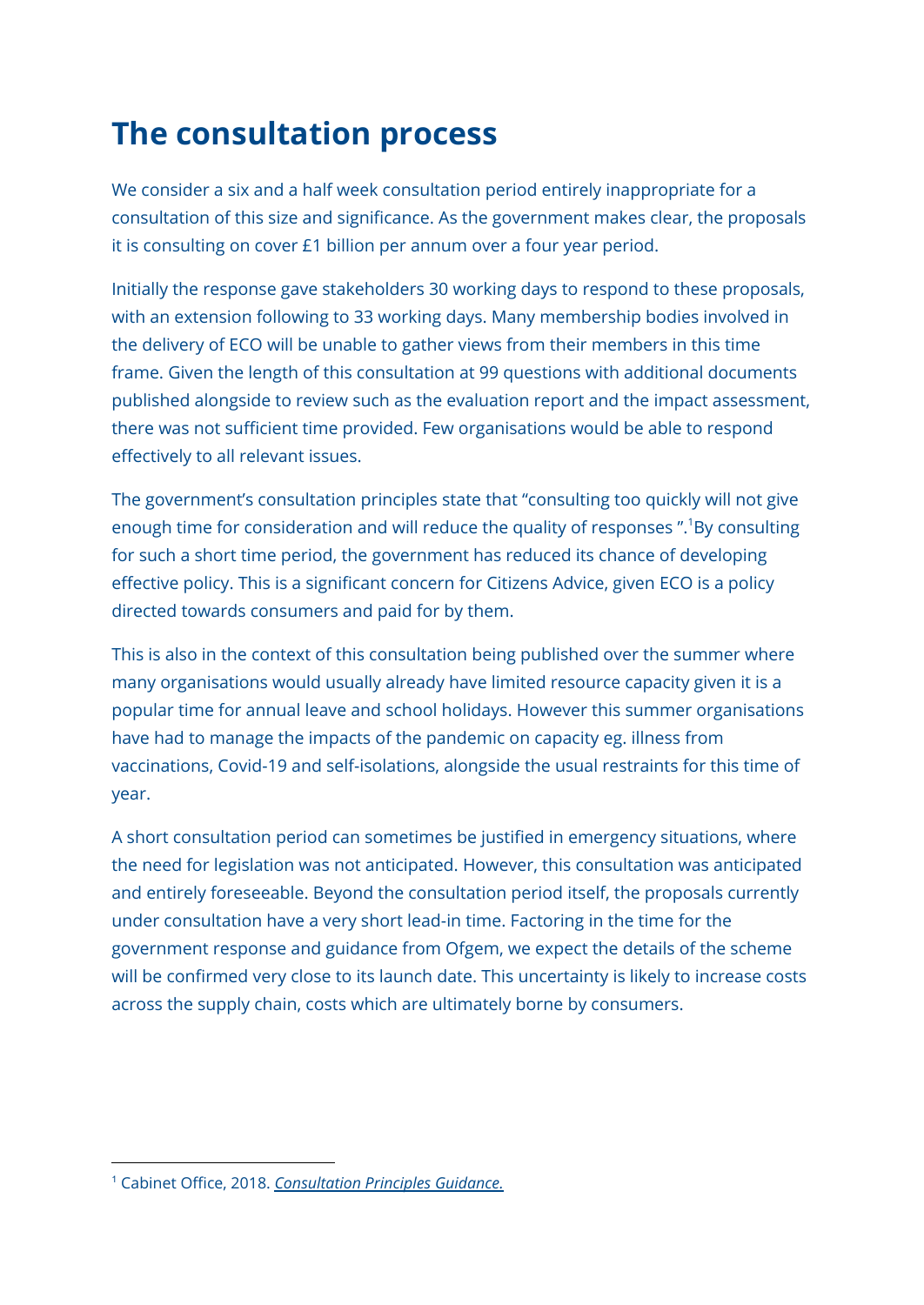# The consultation process

We consider a six and a half week consultation period entirely inappropriate for a consultation of this size and significance. As the government makes clear, the proposals it is consulting on cover £1 billion per annum over a four year period.

Initially the response gave stakeholders 30 working days to respond to these proposals, with an extension following to 33 working days. Many membership bodies involved in the delivery of ECO will be unable to gather views from their members in this time frame. Given the length of this consultation at 99 questions with additional documents published alongside to review such as the evaluation report and the impact assessment, there was not sufficient time provided. Few organisations would be able to respond effectively to all relevant issues.

The government's consultation principles state that "consulting too quickly will not give enough time for consideration and will reduce the quality of responses ".[1]By consulting for such a short time period, the government has reduced its chance of developing effective policy. This is a significant concern for Citizens Advice, given ECO is a policy directed towards consumers and paid for by them.

This is also in the context of this consultation being published over the summer where many organisations would usually already have limited resource capacity given it is a popular time for annual leave and school holidays. However this summer organisations have had to manage the impacts of the pandemic on capacity eg. illness from vaccinations, Covid-19 and self-isolations, alongside the usual restraints for this time of year.

A short consultation period can sometimes be justified in emergency situations, where the need for legislation was not anticipated. However, this consultation was anticipated and entirely foreseeable. Beyond the consultation period itself, the proposals currently under consultation have a very short lead-in time. Factoring in the time for the government response and guidance from Ofgem, we expect the details of the scheme will be confirmed very close to its launch date. This uncertainty is likely to increase costs across the supply chain, costs which are ultimately borne by consumers.

---

[1] Cabinet Office, 2018. *Consultation Principles Guidance.*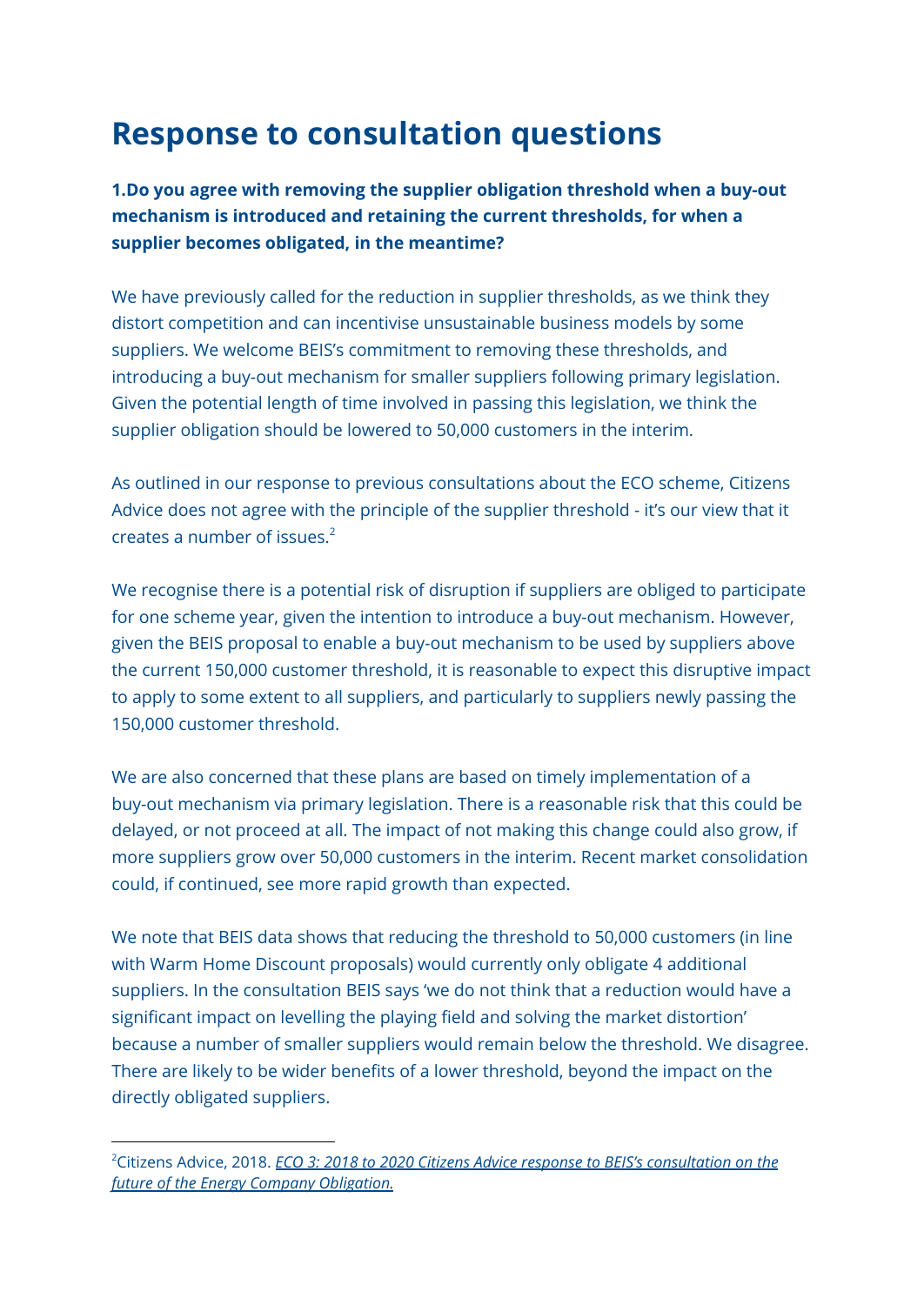# Response to consultation questions

**1.Do you agree with removing the supplier obligation threshold when a buy-out mechanism is introduced and retaining the current thresholds, for when a supplier becomes obligated, in the meantime?**

We have previously called for the reduction in supplier thresholds, as we think they distort competition and can incentivise unsustainable business models by some suppliers. We welcome BEIS's commitment to removing these thresholds, and introducing a buy-out mechanism for smaller suppliers following primary legislation. Given the potential length of time involved in passing this legislation, we think the supplier obligation should be lowered to 50,000 customers in the interim.

As outlined in our response to previous consultations about the ECO scheme, Citizens Advice does not agree with the principle of the supplier threshold - it's our view that it creates a number of issues.[2]

We recognise there is a potential risk of disruption if suppliers are obliged to participate for one scheme year, given the intention to introduce a buy-out mechanism. However, given the BEIS proposal to enable a buy-out mechanism to be used by suppliers above the current 150,000 customer threshold, it is reasonable to expect this disruptive impact to apply to some extent to all suppliers, and particularly to suppliers newly passing the 150,000 customer threshold.

We are also concerned that these plans are based on timely implementation of a buy-out mechanism via primary legislation. There is a reasonable risk that this could be delayed, or not proceed at all. The impact of not making this change could also grow, if more suppliers grow over 50,000 customers in the interim. Recent market consolidation could, if continued, see more rapid growth than expected.

We note that BEIS data shows that reducing the threshold to 50,000 customers (in line with Warm Home Discount proposals) would currently only obligate 4 additional suppliers. In the consultation BEIS says 'we do not think that a reduction would have a significant impact on levelling the playing field and solving the market distortion' because a number of smaller suppliers would remain below the threshold. We disagree. There are likely to be wider benefits of a lower threshold, beyond the impact on the directly obligated suppliers.

---

[2]Citizens Advice, 2018. *ECO 3: 2018 to 2020 Citizens Advice response to BEIS's consultation on the future of the Energy Company Obligation.*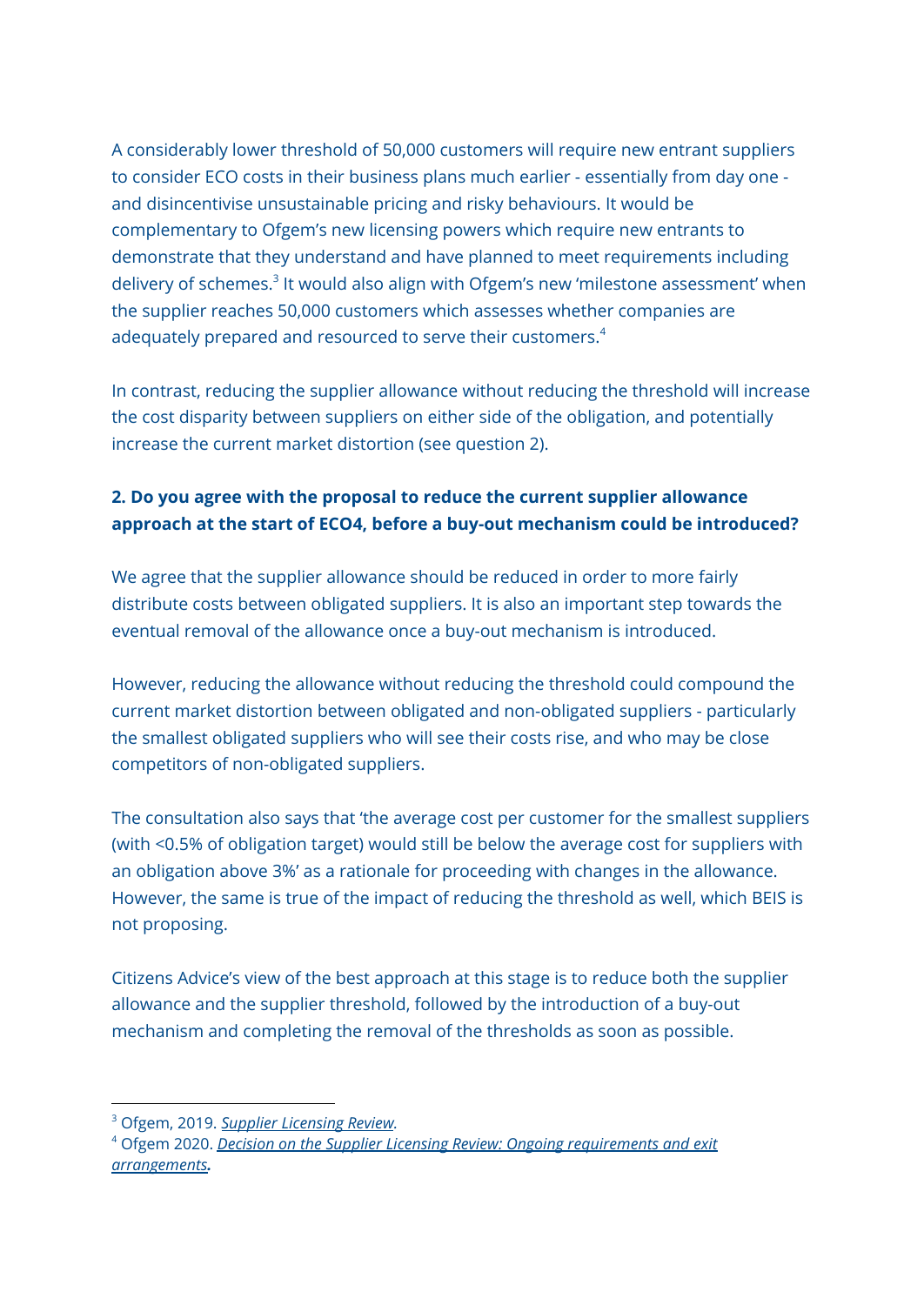A considerably lower threshold of 50,000 customers will require new entrant suppliers to consider ECO costs in their business plans much earlier - essentially from day one - and disincentivise unsustainable pricing and risky behaviours. It would be complementary to Ofgem's new licensing powers which require new entrants to demonstrate that they understand and have planned to meet requirements including delivery of schemes.[3] It would also align with Ofgem's new 'milestone assessment' when the supplier reaches 50,000 customers which assesses whether companies are adequately prepared and resourced to serve their customers.[4]

In contrast, reducing the supplier allowance without reducing the threshold will increase the cost disparity between suppliers on either side of the obligation, and potentially increase the current market distortion (see question 2).

**2. Do you agree with the proposal to reduce the current supplier allowance approach at the start of ECO4, before a buy-out mechanism could be introduced?**

We agree that the supplier allowance should be reduced in order to more fairly distribute costs between obligated suppliers. It is also an important step towards the eventual removal of the allowance once a buy-out mechanism is introduced.

However, reducing the allowance without reducing the threshold could compound the current market distortion between obligated and non-obligated suppliers - particularly the smallest obligated suppliers who will see their costs rise, and who may be close competitors of non-obligated suppliers.

The consultation also says that 'the average cost per customer for the smallest suppliers (with <0.5% of obligation target) would still be below the average cost for suppliers with an obligation above 3%' as a rationale for proceeding with changes in the allowance. However, the same is true of the impact of reducing the threshold as well, which BEIS is not proposing.

Citizens Advice's view of the best approach at this stage is to reduce both the supplier allowance and the supplier threshold, followed by the introduction of a buy-out mechanism and completing the removal of the thresholds as soon as possible.

---

[3] Ofgem, 2019. *Supplier Licensing Review*.

[4] Ofgem 2020. *Decision on the Supplier Licensing Review: Ongoing requirements and exit arrangements*.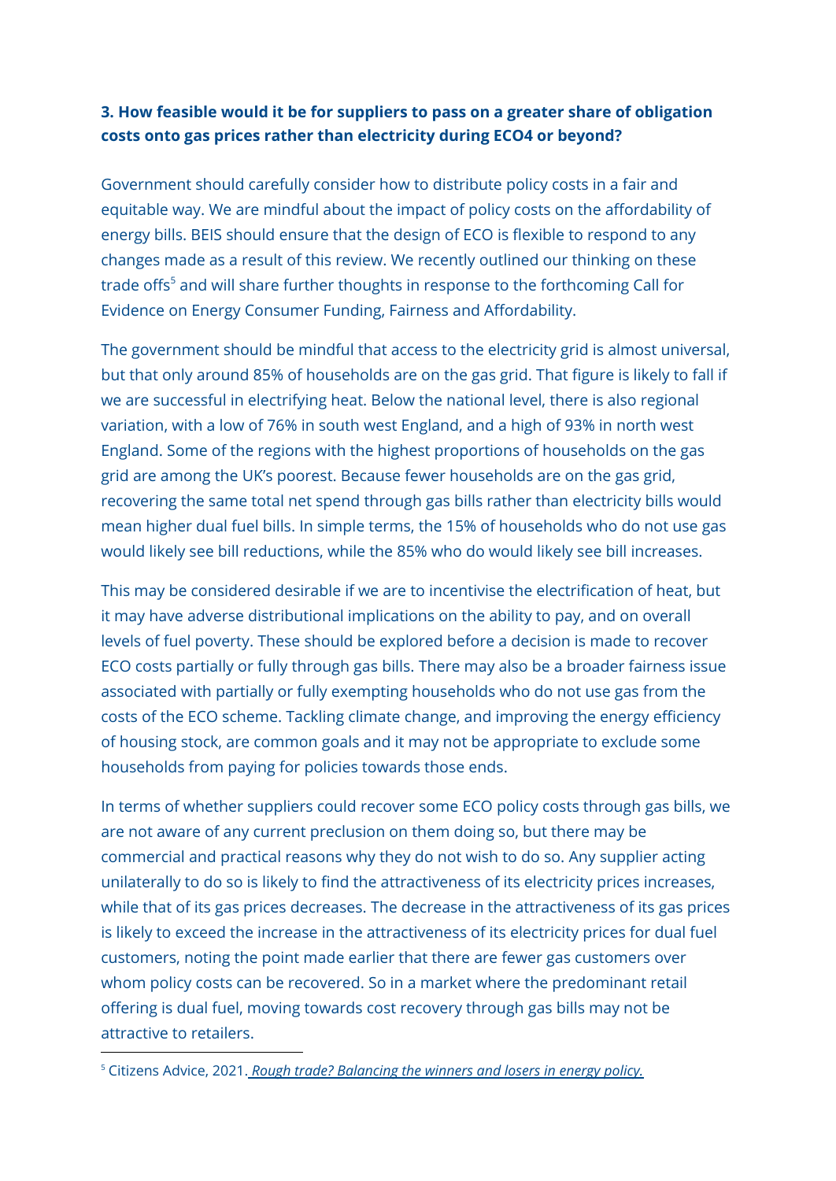**3. How feasible would it be for suppliers to pass on a greater share of obligation costs onto gas prices rather than electricity during ECO4 or beyond?**

Government should carefully consider how to distribute policy costs in a fair and equitable way. We are mindful about the impact of policy costs on the affordability of energy bills. BEIS should ensure that the design of ECO is flexible to respond to any changes made as a result of this review. We recently outlined our thinking on these trade offs[5] and will share further thoughts in response to the forthcoming Call for Evidence on Energy Consumer Funding, Fairness and Affordability.

The government should be mindful that access to the electricity grid is almost universal, but that only around 85% of households are on the gas grid. That figure is likely to fall if we are successful in electrifying heat. Below the national level, there is also regional variation, with a low of 76% in south west England, and a high of 93% in north west England. Some of the regions with the highest proportions of households on the gas grid are among the UK's poorest. Because fewer households are on the gas grid, recovering the same total net spend through gas bills rather than electricity bills would mean higher dual fuel bills. In simple terms, the 15% of households who do not use gas would likely see bill reductions, while the 85% who do would likely see bill increases.

This may be considered desirable if we are to incentivise the electrification of heat, but it may have adverse distributional implications on the ability to pay, and on overall levels of fuel poverty. These should be explored before a decision is made to recover ECO costs partially or fully through gas bills. There may also be a broader fairness issue associated with partially or fully exempting households who do not use gas from the costs of the ECO scheme. Tackling climate change, and improving the energy efficiency of housing stock, are common goals and it may not be appropriate to exclude some households from paying for policies towards those ends.

In terms of whether suppliers could recover some ECO policy costs through gas bills, we are not aware of any current preclusion on them doing so, but there may be commercial and practical reasons why they do not wish to do so. Any supplier acting unilaterally to do so is likely to find the attractiveness of its electricity prices increases, while that of its gas prices decreases. The decrease in the attractiveness of its gas prices is likely to exceed the increase in the attractiveness of its electricity prices for dual fuel customers, noting the point made earlier that there are fewer gas customers over whom policy costs can be recovered. So in a market where the predominant retail offering is dual fuel, moving towards cost recovery through gas bills may not be attractive to retailers.

---

[5] Citizens Advice, 2021. *Rough trade? Balancing the winners and losers in energy policy.*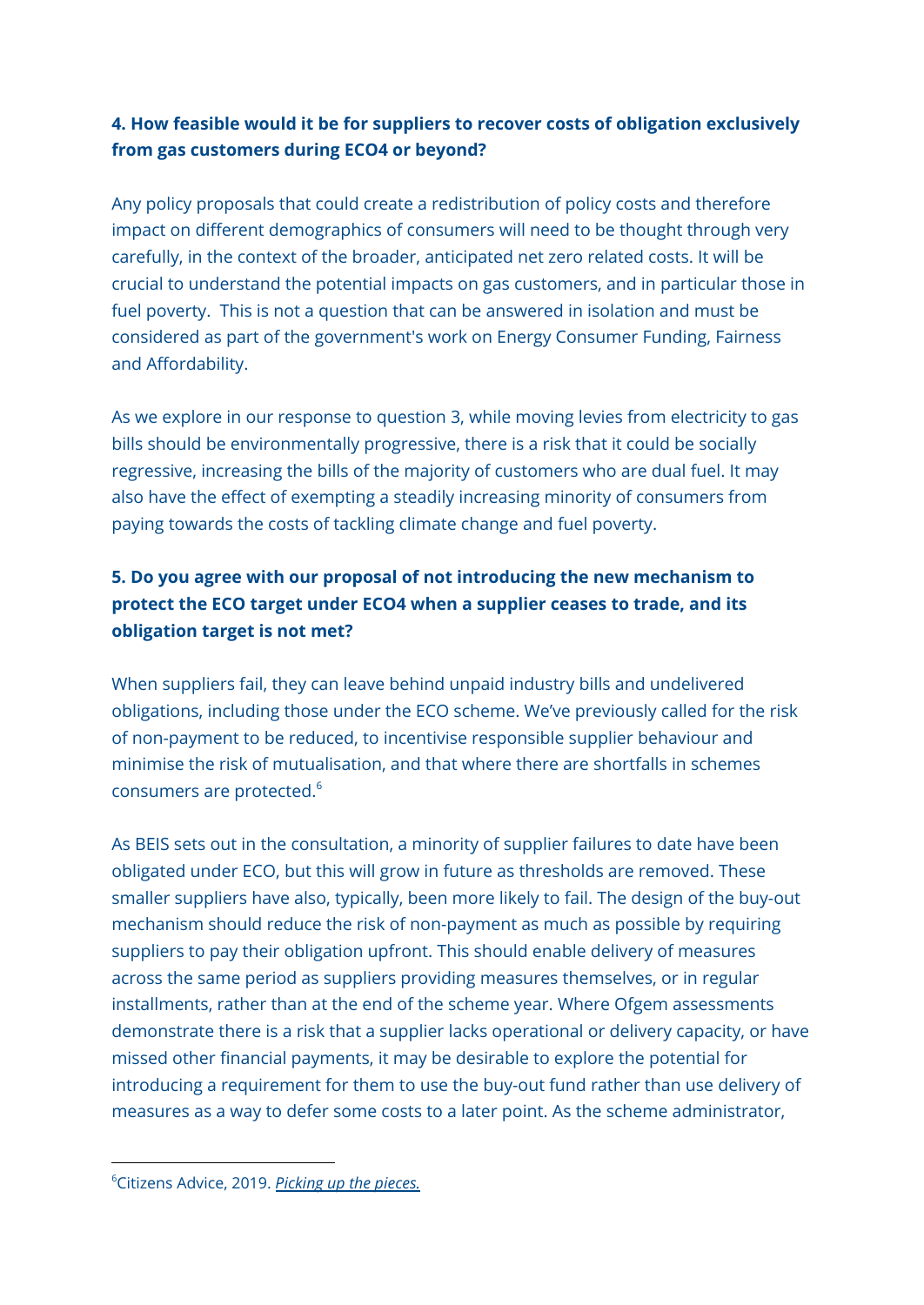**4. How feasible would it be for suppliers to recover costs of obligation exclusively from gas customers during ECO4 or beyond?**

Any policy proposals that could create a redistribution of policy costs and therefore impact on different demographics of consumers will need to be thought through very carefully, in the context of the broader, anticipated net zero related costs. It will be crucial to understand the potential impacts on gas customers, and in particular those in fuel poverty. This is not a question that can be answered in isolation and must be considered as part of the government's work on Energy Consumer Funding, Fairness and Affordability.

As we explore in our response to question 3, while moving levies from electricity to gas bills should be environmentally progressive, there is a risk that it could be socially regressive, increasing the bills of the majority of customers who are dual fuel. It may also have the effect of exempting a steadily increasing minority of consumers from paying towards the costs of tackling climate change and fuel poverty.

**5. Do you agree with our proposal of not introducing the new mechanism to protect the ECO target under ECO4 when a supplier ceases to trade, and its obligation target is not met?**

When suppliers fail, they can leave behind unpaid industry bills and undelivered obligations, including those under the ECO scheme. We've previously called for the risk of non-payment to be reduced, to incentivise responsible supplier behaviour and minimise the risk of mutualisation, and that where there are shortfalls in schemes consumers are protected.[6]

As BEIS sets out in the consultation, a minority of supplier failures to date have been obligated under ECO, but this will grow in future as thresholds are removed. These smaller suppliers have also, typically, been more likely to fail. The design of the buy-out mechanism should reduce the risk of non-payment as much as possible by requiring suppliers to pay their obligation upfront. This should enable delivery of measures across the same period as suppliers providing measures themselves, or in regular installments, rather than at the end of the scheme year. Where Ofgem assessments demonstrate there is a risk that a supplier lacks operational or delivery capacity, or have missed other financial payments, it may be desirable to explore the potential for introducing a requirement for them to use the buy-out fund rather than use delivery of measures as a way to defer some costs to a later point. As the scheme administrator,

---

[6] Citizens Advice, 2019. *Picking up the pieces.*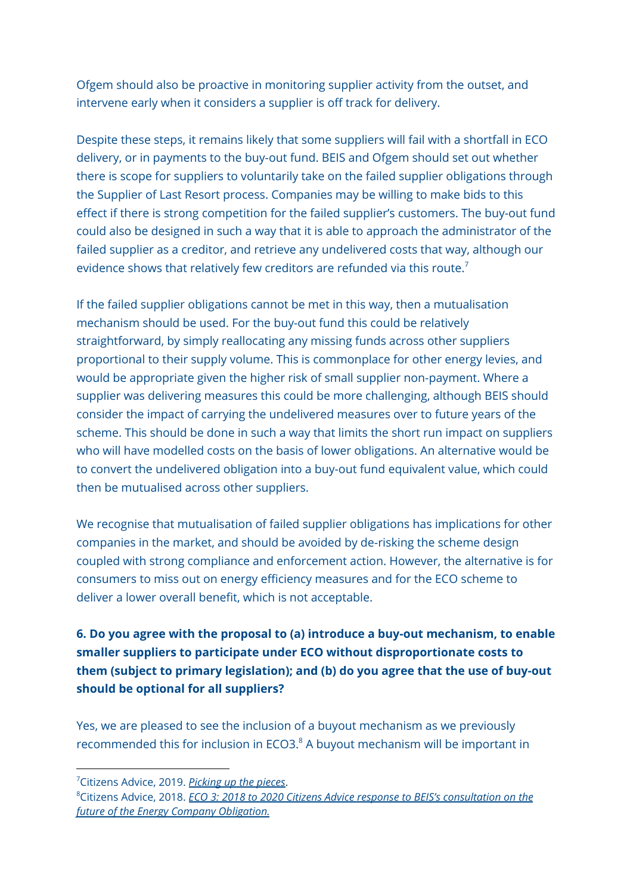Ofgem should also be proactive in monitoring supplier activity from the outset, and intervene early when it considers a supplier is off track for delivery.

Despite these steps, it remains likely that some suppliers will fail with a shortfall in ECO delivery, or in payments to the buy-out fund. BEIS and Ofgem should set out whether there is scope for suppliers to voluntarily take on the failed supplier obligations through the Supplier of Last Resort process. Companies may be willing to make bids to this effect if there is strong competition for the failed supplier's customers. The buy-out fund could also be designed in such a way that it is able to approach the administrator of the failed supplier as a creditor, and retrieve any undelivered costs that way, although our evidence shows that relatively few creditors are refunded via this route.[7]

If the failed supplier obligations cannot be met in this way, then a mutualisation mechanism should be used. For the buy-out fund this could be relatively straightforward, by simply reallocating any missing funds across other suppliers proportional to their supply volume. This is commonplace for other energy levies, and would be appropriate given the higher risk of small supplier non-payment. Where a supplier was delivering measures this could be more challenging, although BEIS should consider the impact of carrying the undelivered measures over to future years of the scheme. This should be done in such a way that limits the short run impact on suppliers who will have modelled costs on the basis of lower obligations. An alternative would be to convert the undelivered obligation into a buy-out fund equivalent value, which could then be mutualised across other suppliers.

We recognise that mutualisation of failed supplier obligations has implications for other companies in the market, and should be avoided by de-risking the scheme design coupled with strong compliance and enforcement action. However, the alternative is for consumers to miss out on energy efficiency measures and for the ECO scheme to deliver a lower overall benefit, which is not acceptable.

**6. Do you agree with the proposal to (a) introduce a buy-out mechanism, to enable smaller suppliers to participate under ECO without disproportionate costs to them (subject to primary legislation); and (b) do you agree that the use of buy-out should be optional for all suppliers?**

Yes, we are pleased to see the inclusion of a buyout mechanism as we previously recommended this for inclusion in ECO3.[8] A buyout mechanism will be important in

---

[7] Citizens Advice, 2019. *Picking up the pieces*.

[8] Citizens Advice, 2018. *ECO 3: 2018 to 2020 Citizens Advice response to BEIS's consultation on the future of the Energy Company Obligation.*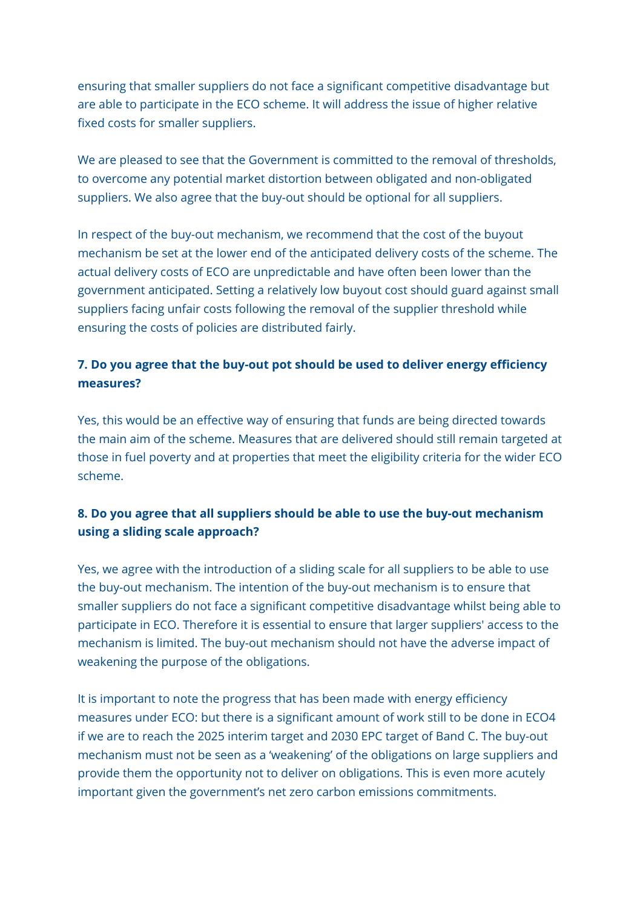ensuring that smaller suppliers do not face a significant competitive disadvantage but are able to participate in the ECO scheme. It will address the issue of higher relative fixed costs for smaller suppliers.

We are pleased to see that the Government is committed to the removal of thresholds, to overcome any potential market distortion between obligated and non-obligated suppliers. We also agree that the buy-out should be optional for all suppliers.

In respect of the buy-out mechanism, we recommend that the cost of the buyout mechanism be set at the lower end of the anticipated delivery costs of the scheme. The actual delivery costs of ECO are unpredictable and have often been lower than the government anticipated. Setting a relatively low buyout cost should guard against small suppliers facing unfair costs following the removal of the supplier threshold while ensuring the costs of policies are distributed fairly.

**7. Do you agree that the buy-out pot should be used to deliver energy efficiency measures?**

Yes, this would be an effective way of ensuring that funds are being directed towards the main aim of the scheme. Measures that are delivered should still remain targeted at those in fuel poverty and at properties that meet the eligibility criteria for the wider ECO scheme.

**8. Do you agree that all suppliers should be able to use the buy-out mechanism using a sliding scale approach?**

Yes, we agree with the introduction of a sliding scale for all suppliers to be able to use the buy-out mechanism. The intention of the buy-out mechanism is to ensure that smaller suppliers do not face a significant competitive disadvantage whilst being able to participate in ECO. Therefore it is essential to ensure that larger suppliers' access to the mechanism is limited. The buy-out mechanism should not have the adverse impact of weakening the purpose of the obligations.

It is important to note the progress that has been made with energy efficiency measures under ECO: but there is a significant amount of work still to be done in ECO4 if we are to reach the 2025 interim target and 2030 EPC target of Band C. The buy-out mechanism must not be seen as a 'weakening' of the obligations on large suppliers and provide them the opportunity not to deliver on obligations. This is even more acutely important given the government's net zero carbon emissions commitments.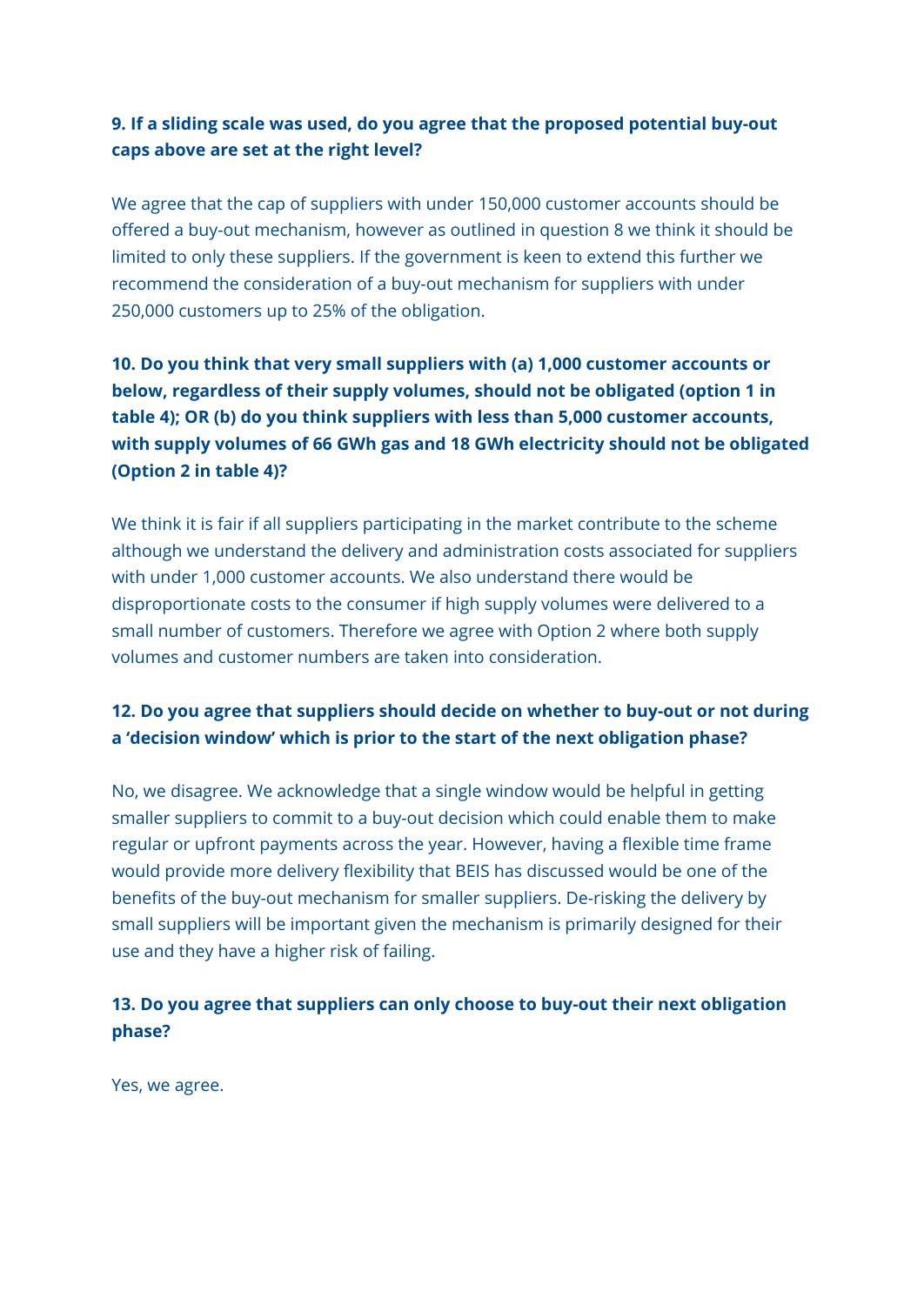**9. If a sliding scale was used, do you agree that the proposed potential buy-out caps above are set at the right level?**

We agree that the cap of suppliers with under 150,000 customer accounts should be offered a buy-out mechanism, however as outlined in question 8 we think it should be limited to only these suppliers. If the government is keen to extend this further we recommend the consideration of a buy-out mechanism for suppliers with under 250,000 customers up to 25% of the obligation.

**10. Do you think that very small suppliers with (a) 1,000 customer accounts or below, regardless of their supply volumes, should not be obligated (option 1 in table 4); OR (b) do you think suppliers with less than 5,000 customer accounts, with supply volumes of 66 GWh gas and 18 GWh electricity should not be obligated (Option 2 in table 4)?**

We think it is fair if all suppliers participating in the market contribute to the scheme although we understand the delivery and administration costs associated for suppliers with under 1,000 customer accounts. We also understand there would be disproportionate costs to the consumer if high supply volumes were delivered to a small number of customers. Therefore we agree with Option 2 where both supply volumes and customer numbers are taken into consideration.

**12. Do you agree that suppliers should decide on whether to buy-out or not during a 'decision window' which is prior to the start of the next obligation phase?**

No, we disagree. We acknowledge that a single window would be helpful in getting smaller suppliers to commit to a buy-out decision which could enable them to make regular or upfront payments across the year. However, having a flexible time frame would provide more delivery flexibility that BEIS has discussed would be one of the benefits of the buy-out mechanism for smaller suppliers. De-risking the delivery by small suppliers will be important given the mechanism is primarily designed for their use and they have a higher risk of failing.

**13. Do you agree that suppliers can only choose to buy-out their next obligation phase?**

Yes, we agree.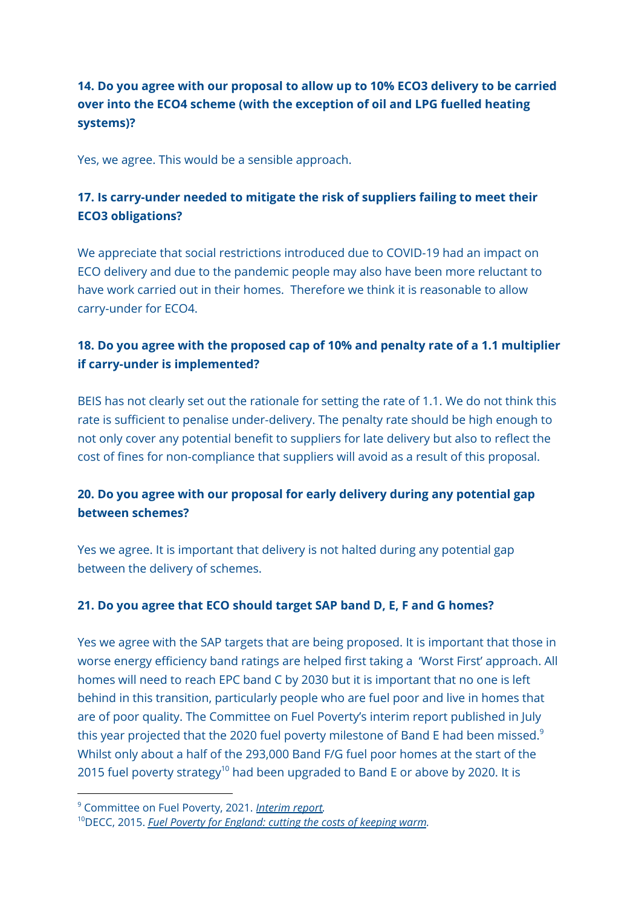**14. Do you agree with our proposal to allow up to 10% ECO3 delivery to be carried over into the ECO4 scheme (with the exception of oil and LPG fuelled heating systems)?**

Yes, we agree. This would be a sensible approach.

**17. Is carry-under needed to mitigate the risk of suppliers failing to meet their ECO3 obligations?**

We appreciate that social restrictions introduced due to COVID-19 had an impact on ECO delivery and due to the pandemic people may also have been more reluctant to have work carried out in their homes. Therefore we think it is reasonable to allow carry-under for ECO4.

**18. Do you agree with the proposed cap of 10% and penalty rate of a 1.1 multiplier if carry-under is implemented?**

BEIS has not clearly set out the rationale for setting the rate of 1.1. We do not think this rate is sufficient to penalise under-delivery. The penalty rate should be high enough to not only cover any potential benefit to suppliers for late delivery but also to reflect the cost of fines for non-compliance that suppliers will avoid as a result of this proposal.

**20. Do you agree with our proposal for early delivery during any potential gap between schemes?**

Yes we agree. It is important that delivery is not halted during any potential gap between the delivery of schemes.

**21. Do you agree that ECO should target SAP band D, E, F and G homes?**

Yes we agree with the SAP targets that are being proposed. It is important that those in worse energy efficiency band ratings are helped first taking a 'Worst First' approach. All homes will need to reach EPC band C by 2030 but it is important that no one is left behind in this transition, particularly people who are fuel poor and live in homes that are of poor quality. The Committee on Fuel Poverty's interim report published in July this year projected that the 2020 fuel poverty milestone of Band E had been missed.[9] Whilst only about a half of the 293,000 Band F/G fuel poor homes at the start of the 2015 fuel poverty strategy[10] had been upgraded to Band E or above by 2020. It is

[9] Committee on Fuel Poverty, 2021. *Interim report.*

[10] DECC, 2015. *Fuel Poverty for England: cutting the costs of keeping warm.*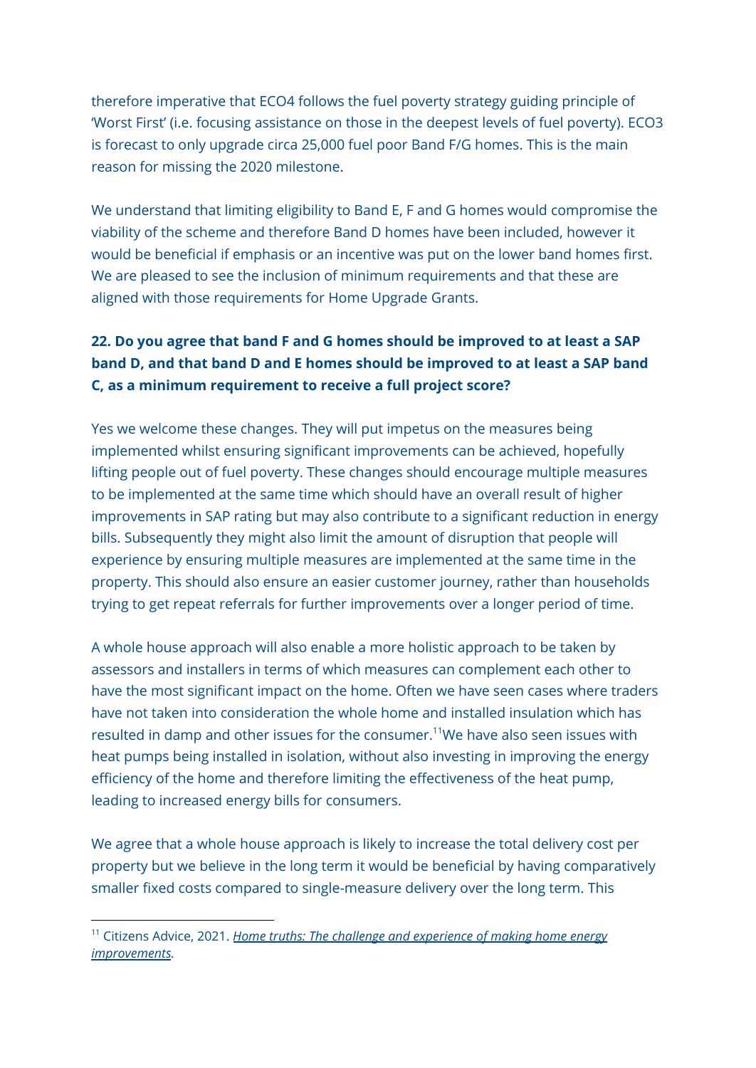therefore imperative that ECO4 follows the fuel poverty strategy guiding principle of 'Worst First' (i.e. focusing assistance on those in the deepest levels of fuel poverty). ECO3 is forecast to only upgrade circa 25,000 fuel poor Band F/G homes. This is the main reason for missing the 2020 milestone.

We understand that limiting eligibility to Band E, F and G homes would compromise the viability of the scheme and therefore Band D homes have been included, however it would be beneficial if emphasis or an incentive was put on the lower band homes first. We are pleased to see the inclusion of minimum requirements and that these are aligned with those requirements for Home Upgrade Grants.

**22. Do you agree that band F and G homes should be improved to at least a SAP band D, and that band D and E homes should be improved to at least a SAP band C, as a minimum requirement to receive a full project score?**

Yes we welcome these changes. They will put impetus on the measures being implemented whilst ensuring significant improvements can be achieved, hopefully lifting people out of fuel poverty. These changes should encourage multiple measures to be implemented at the same time which should have an overall result of higher improvements in SAP rating but may also contribute to a significant reduction in energy bills. Subsequently they might also limit the amount of disruption that people will experience by ensuring multiple measures are implemented at the same time in the property. This should also ensure an easier customer journey, rather than households trying to get repeat referrals for further improvements over a longer period of time.

A whole house approach will also enable a more holistic approach to be taken by assessors and installers in terms of which measures can complement each other to have the most significant impact on the home. Often we have seen cases where traders have not taken into consideration the whole home and installed insulation which has resulted in damp and other issues for the consumer.[11]We have also seen issues with heat pumps being installed in isolation, without also investing in improving the energy efficiency of the home and therefore limiting the effectiveness of the heat pump, leading to increased energy bills for consumers.

We agree that a whole house approach is likely to increase the total delivery cost per property but we believe in the long term it would be beneficial by having comparatively smaller fixed costs compared to single-measure delivery over the long term. This

---

[11] Citizens Advice, 2021. *Home truths: The challenge and experience of making home energy improvements*.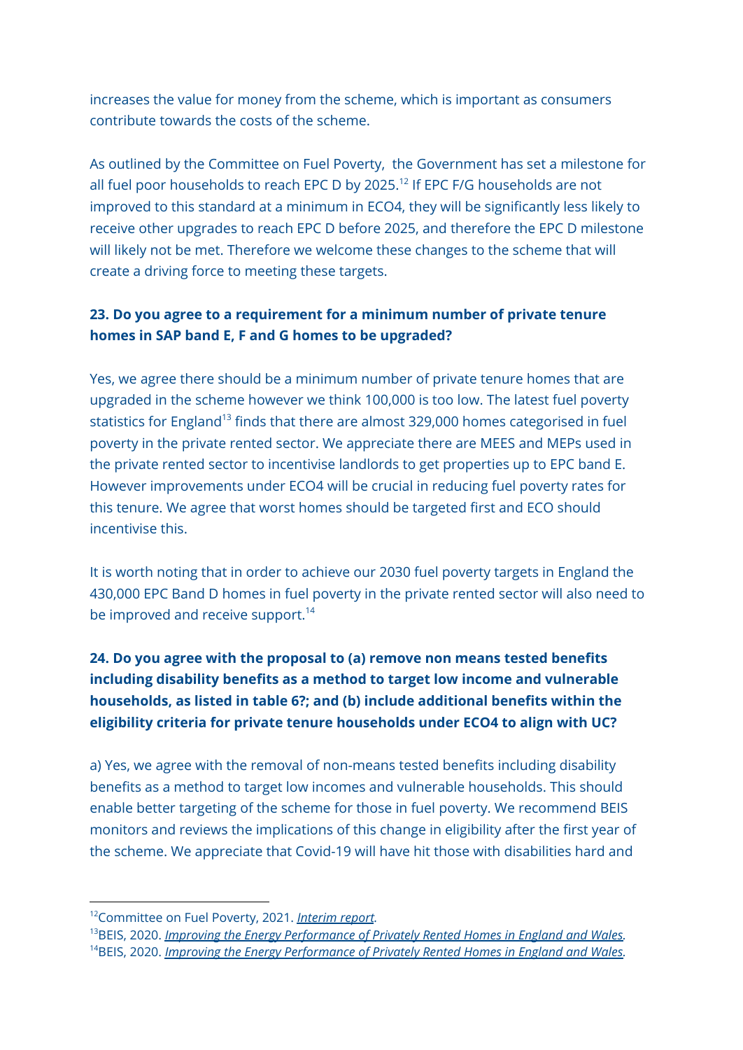increases the value for money from the scheme, which is important as consumers contribute towards the costs of the scheme.

As outlined by the Committee on Fuel Poverty,  the Government has set a milestone for all fuel poor households to reach EPC D by 2025.[12] If EPC F/G households are not improved to this standard at a minimum in ECO4, they will be significantly less likely to receive other upgrades to reach EPC D before 2025, and therefore the EPC D milestone will likely not be met. Therefore we welcome these changes to the scheme that will create a driving force to meeting these targets.

**23. Do you agree to a requirement for a minimum number of private tenure homes in SAP band E, F and G homes to be upgraded?**

Yes, we agree there should be a minimum number of private tenure homes that are upgraded in the scheme however we think 100,000 is too low. The latest fuel poverty statistics for England[13] finds that there are almost 329,000 homes categorised in fuel poverty in the private rented sector. We appreciate there are MEES and MEPs used in the private rented sector to incentivise landlords to get properties up to EPC band E. However improvements under ECO4 will be crucial in reducing fuel poverty rates for this tenure. We agree that worst homes should be targeted first and ECO should incentivise this.

It is worth noting that in order to achieve our 2030 fuel poverty targets in England the 430,000 EPC Band D homes in fuel poverty in the private rented sector will also need to be improved and receive support.[14]

**24. Do you agree with the proposal to (a) remove non means tested benefits including disability benefits as a method to target low income and vulnerable households, as listed in table 6?; and (b) include additional benefits within the eligibility criteria for private tenure households under ECO4 to align with UC?**

a) Yes, we agree with the removal of non-means tested benefits including disability benefits as a method to target low incomes and vulnerable households. This should enable better targeting of the scheme for those in fuel poverty. We recommend BEIS monitors and reviews the implications of this change in eligibility after the first year of the scheme. We appreciate that Covid-19 will have hit those with disabilities hard and

---

[12] Committee on Fuel Poverty, 2021. *Interim report*.

[13] BEIS, 2020. *Improving the Energy Performance of Privately Rented Homes in England and Wales*.

[14] BEIS, 2020. *Improving the Energy Performance of Privately Rented Homes in England and Wales*.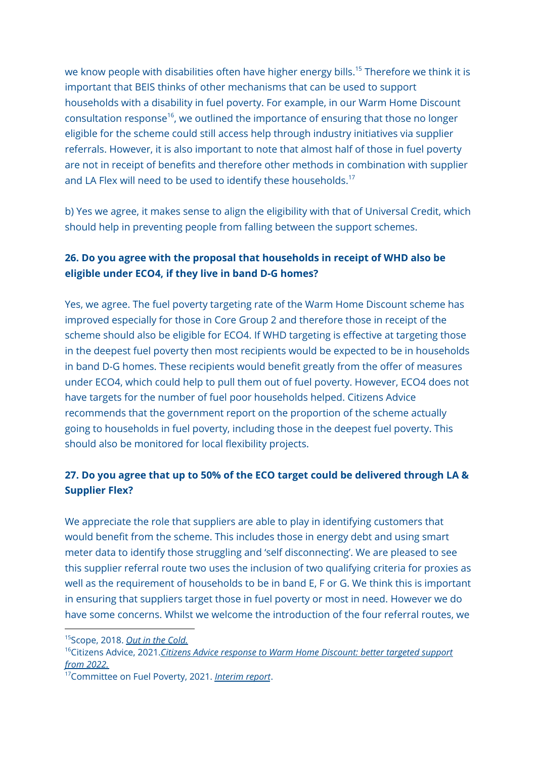we know people with disabilities often have higher energy bills.[15] Therefore we think it is important that BEIS thinks of other mechanisms that can be used to support households with a disability in fuel poverty. For example, in our Warm Home Discount consultation response[16], we outlined the importance of ensuring that those no longer eligible for the scheme could still access help through industry initiatives via supplier referrals. However, it is also important to note that almost half of those in fuel poverty are not in receipt of benefits and therefore other methods in combination with supplier and LA Flex will need to be used to identify these households.[17]

b) Yes we agree, it makes sense to align the eligibility with that of Universal Credit, which should help in preventing people from falling between the support schemes.

**26. Do you agree with the proposal that households in receipt of WHD also be eligible under ECO4, if they live in band D-G homes?**

Yes, we agree. The fuel poverty targeting rate of the Warm Home Discount scheme has improved especially for those in Core Group 2 and therefore those in receipt of the scheme should also be eligible for ECO4. If WHD targeting is effective at targeting those in the deepest fuel poverty then most recipients would be expected to be in households in band D-G homes. These recipients would benefit greatly from the offer of measures under ECO4, which could help to pull them out of fuel poverty. However, ECO4 does not have targets for the number of fuel poor households helped. Citizens Advice recommends that the government report on the proportion of the scheme actually going to households in fuel poverty, including those in the deepest fuel poverty. This should also be monitored for local flexibility projects.

**27. Do you agree that up to 50% of the ECO target could be delivered through LA & Supplier Flex?**

We appreciate the role that suppliers are able to play in identifying customers that would benefit from the scheme. This includes those in energy debt and using smart meter data to identify those struggling and 'self disconnecting'. We are pleased to see this supplier referral route two uses the inclusion of two qualifying criteria for proxies as well as the requirement of households to be in band E, F or G. We think this is important in ensuring that suppliers target those in fuel poverty or most in need. However we do have some concerns. Whilst we welcome the introduction of the four referral routes, we

[15] Scope, 2018. *Out in the Cold.*

[16] Citizens Advice, 2021. *Citizens Advice response to Warm Home Discount: better targeted support from 2022.*

[17] Committee on Fuel Poverty, 2021. *Interim report*.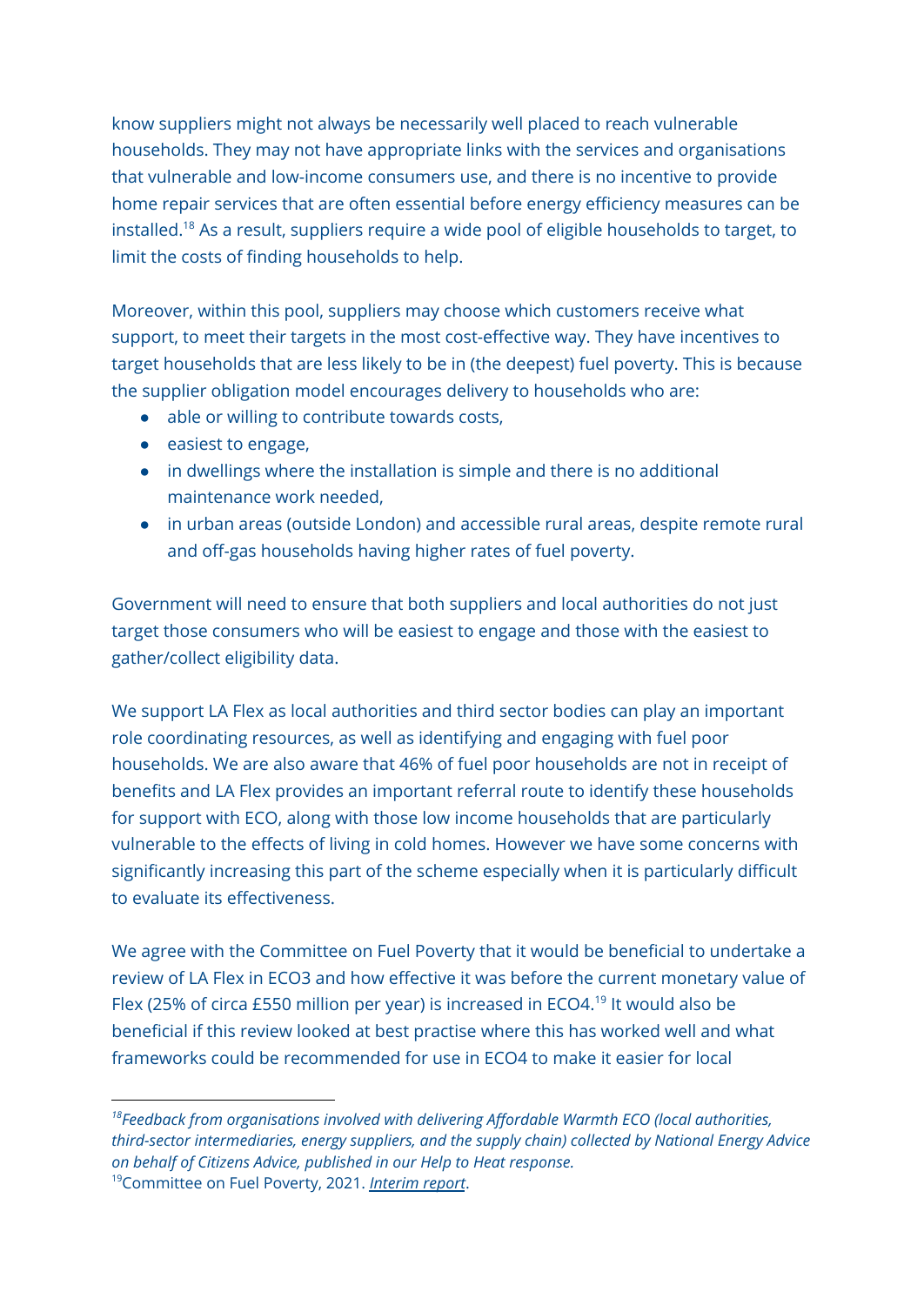know suppliers might not always be necessarily well placed to reach vulnerable households. They may not have appropriate links with the services and organisations that vulnerable and low-income consumers use, and there is no incentive to provide home repair services that are often essential before energy efficiency measures can be installed.[18] As a result, suppliers require a wide pool of eligible households to target, to limit the costs of finding households to help.

Moreover, within this pool, suppliers may choose which customers receive what support, to meet their targets in the most cost-effective way. They have incentives to target households that are less likely to be in (the deepest) fuel poverty. This is because the supplier obligation model encourages delivery to households who are:

- able or willing to contribute towards costs,
- easiest to engage,
- in dwellings where the installation is simple and there is no additional maintenance work needed,
- in urban areas (outside London) and accessible rural areas, despite remote rural and off-gas households having higher rates of fuel poverty.

Government will need to ensure that both suppliers and local authorities do not just target those consumers who will be easiest to engage and those with the easiest to gather/collect eligibility data.

We support LA Flex as local authorities and third sector bodies can play an important role coordinating resources, as well as identifying and engaging with fuel poor households. We are also aware that 46% of fuel poor households are not in receipt of benefits and LA Flex provides an important referral route to identify these households for support with ECO, along with those low income households that are particularly vulnerable to the effects of living in cold homes. However we have some concerns with significantly increasing this part of the scheme especially when it is particularly difficult to evaluate its effectiveness.

We agree with the Committee on Fuel Poverty that it would be beneficial to undertake a review of LA Flex in ECO3 and how effective it was before the current monetary value of Flex (25% of circa £550 million per year) is increased in ECO4.[19] It would also be beneficial if this review looked at best practise where this has worked well and what frameworks could be recommended for use in ECO4 to make it easier for local

---

[18] *Feedback from organisations involved with delivering Affordable Warmth ECO (local authorities, third-sector intermediaries, energy suppliers, and the supply chain) collected by National Energy Advice on behalf of Citizens Advice, published in our Help to Heat response.*

[19] Committee on Fuel Poverty, 2021. *Interim report*.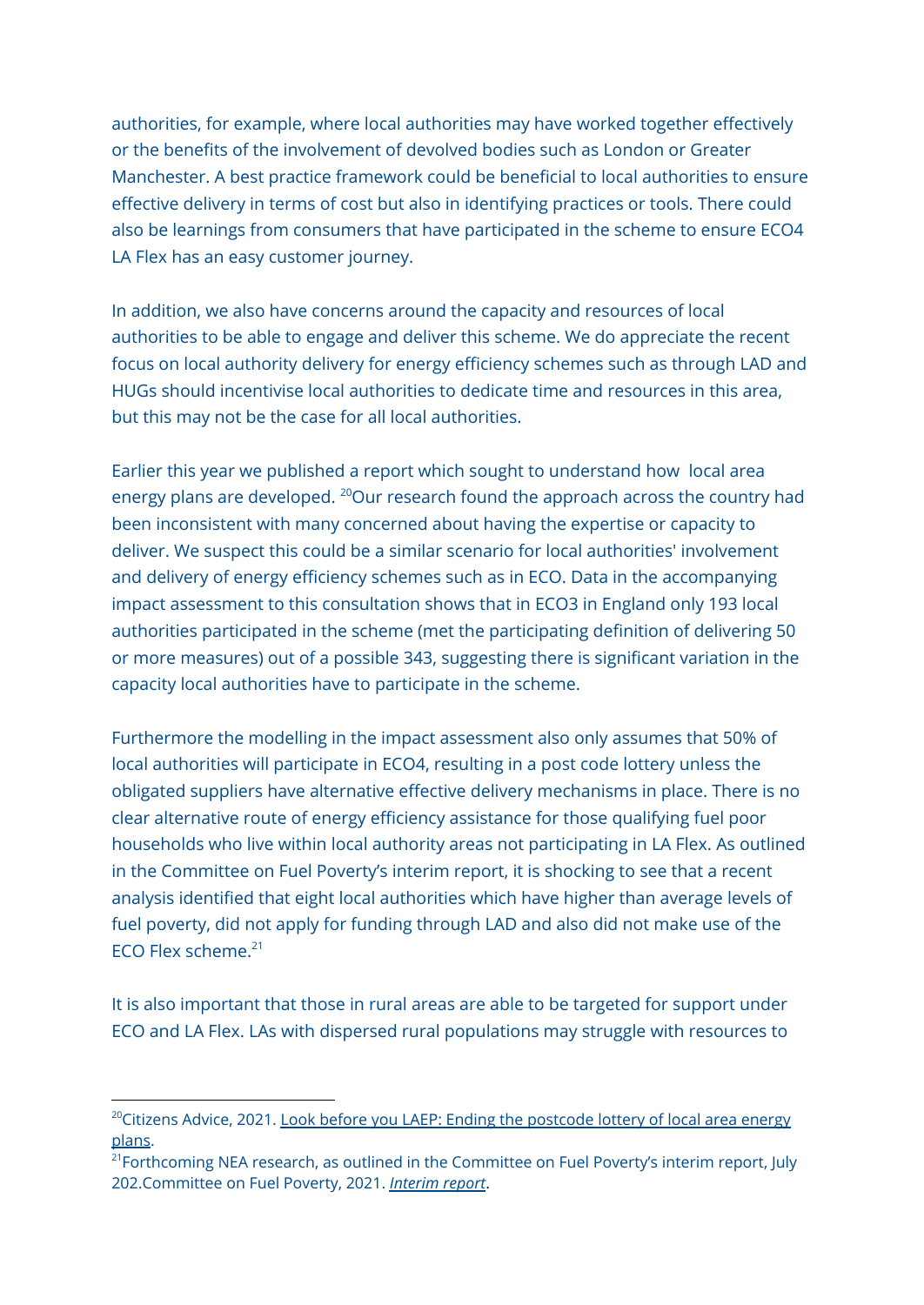authorities, for example, where local authorities may have worked together effectively or the benefits of the involvement of devolved bodies such as London or Greater Manchester. A best practice framework could be beneficial to local authorities to ensure effective delivery in terms of cost but also in identifying practices or tools. There could also be learnings from consumers that have participated in the scheme to ensure ECO4 LA Flex has an easy customer journey.

In addition, we also have concerns around the capacity and resources of local authorities to be able to engage and deliver this scheme. We do appreciate the recent focus on local authority delivery for energy efficiency schemes such as through LAD and HUGs should incentivise local authorities to dedicate time and resources in this area, but this may not be the case for all local authorities.

Earlier this year we published a report which sought to understand how local area energy plans are developed. [20]Our research found the approach across the country had been inconsistent with many concerned about having the expertise or capacity to deliver. We suspect this could be a similar scenario for local authorities' involvement and delivery of energy efficiency schemes such as in ECO. Data in the accompanying impact assessment to this consultation shows that in ECO3 in England only 193 local authorities participated in the scheme (met the participating definition of delivering 50 or more measures) out of a possible 343, suggesting there is significant variation in the capacity local authorities have to participate in the scheme.

Furthermore the modelling in the impact assessment also only assumes that 50% of local authorities will participate in ECO4, resulting in a post code lottery unless the obligated suppliers have alternative effective delivery mechanisms in place. There is no clear alternative route of energy efficiency assistance for those qualifying fuel poor households who live within local authority areas not participating in LA Flex. As outlined in the Committee on Fuel Poverty's interim report, it is shocking to see that a recent analysis identified that eight local authorities which have higher than average levels of fuel poverty, did not apply for funding through LAD and also did not make use of the ECO Flex scheme.[21]

It is also important that those in rural areas are able to be targeted for support under ECO and LA Flex. LAs with dispersed rural populations may struggle with resources to

---

[20]Citizens Advice, 2021. Look before you LAEP: Ending the postcode lottery of local area energy plans.

[21]Forthcoming NEA research, as outlined in the Committee on Fuel Poverty's interim report, July 202.Committee on Fuel Poverty, 2021. *Interim report*.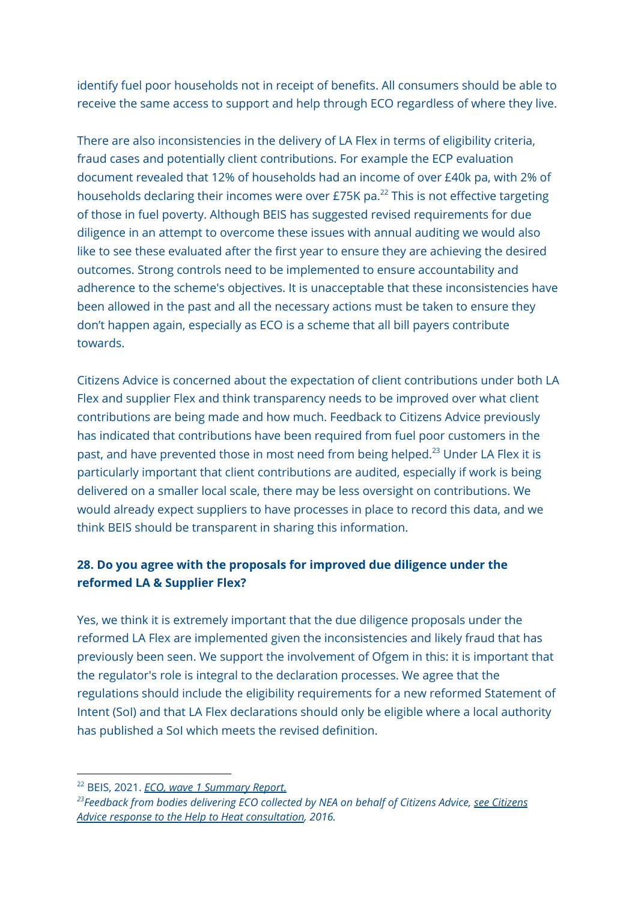identify fuel poor households not in receipt of benefits. All consumers should be able to receive the same access to support and help through ECO regardless of where they live.

There are also inconsistencies in the delivery of LA Flex in terms of eligibility criteria, fraud cases and potentially client contributions. For example the ECP evaluation document revealed that 12% of households had an income of over £40k pa, with 2% of households declaring their incomes were over £75K pa.[22] This is not effective targeting of those in fuel poverty. Although BEIS has suggested revised requirements for due diligence in an attempt to overcome these issues with annual auditing we would also like to see these evaluated after the first year to ensure they are achieving the desired outcomes. Strong controls need to be implemented to ensure accountability and adherence to the scheme's objectives. It is unacceptable that these inconsistencies have been allowed in the past and all the necessary actions must be taken to ensure they don't happen again, especially as ECO is a scheme that all bill payers contribute towards.

Citizens Advice is concerned about the expectation of client contributions under both LA Flex and supplier Flex and think transparency needs to be improved over what client contributions are being made and how much. Feedback to Citizens Advice previously has indicated that contributions have been required from fuel poor customers in the past, and have prevented those in most need from being helped.[23] Under LA Flex it is particularly important that client contributions are audited, especially if work is being delivered on a smaller local scale, there may be less oversight on contributions. We would already expect suppliers to have processes in place to record this data, and we think BEIS should be transparent in sharing this information.

**28. Do you agree with the proposals for improved due diligence under the reformed LA & Supplier Flex?**

Yes, we think it is extremely important that the due diligence proposals under the reformed LA Flex are implemented given the inconsistencies and likely fraud that has previously been seen. We support the involvement of Ofgem in this: it is important that the regulator's role is integral to the declaration processes. We agree that the regulations should include the eligibility requirements for a new reformed Statement of Intent (SoI) and that LA Flex declarations should only be eligible where a local authority has published a SoI which meets the revised definition.

---

[22] BEIS, 2021. *ECO, wave 1 Summary Report.*

[23] *Feedback from bodies delivering ECO collected by NEA on behalf of Citizens Advice, see Citizens Advice response to the Help to Heat consultation, 2016.*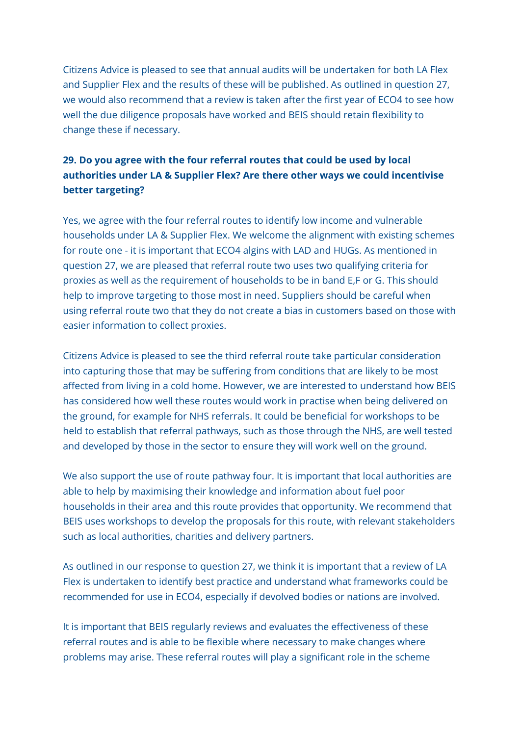Citizens Advice is pleased to see that annual audits will be undertaken for both LA Flex and Supplier Flex and the results of these will be published. As outlined in question 27, we would also recommend that a review is taken after the first year of ECO4 to see how well the due diligence proposals have worked and BEIS should retain flexibility to change these if necessary.

**29. Do you agree with the four referral routes that could be used by local authorities under LA & Supplier Flex? Are there other ways we could incentivise better targeting?**

Yes, we agree with the four referral routes to identify low income and vulnerable households under LA & Supplier Flex. We welcome the alignment with existing schemes for route one - it is important that ECO4 algins with LAD and HUGs. As mentioned in question 27, we are pleased that referral route two uses two qualifying criteria for proxies as well as the requirement of households to be in band E,F or G. This should help to improve targeting to those most in need. Suppliers should be careful when using referral route two that they do not create a bias in customers based on those with easier information to collect proxies.

Citizens Advice is pleased to see the third referral route take particular consideration into capturing those that may be suffering from conditions that are likely to be most affected from living in a cold home. However, we are interested to understand how BEIS has considered how well these routes would work in practise when being delivered on the ground, for example for NHS referrals. It could be beneficial for workshops to be held to establish that referral pathways, such as those through the NHS, are well tested and developed by those in the sector to ensure they will work well on the ground.

We also support the use of route pathway four. It is important that local authorities are able to help by maximising their knowledge and information about fuel poor households in their area and this route provides that opportunity. We recommend that BEIS uses workshops to develop the proposals for this route, with relevant stakeholders such as local authorities, charities and delivery partners.

As outlined in our response to question 27, we think it is important that a review of LA Flex is undertaken to identify best practice and understand what frameworks could be recommended for use in ECO4, especially if devolved bodies or nations are involved.

It is important that BEIS regularly reviews and evaluates the effectiveness of these referral routes and is able to be flexible where necessary to make changes where problems may arise. These referral routes will play a significant role in the scheme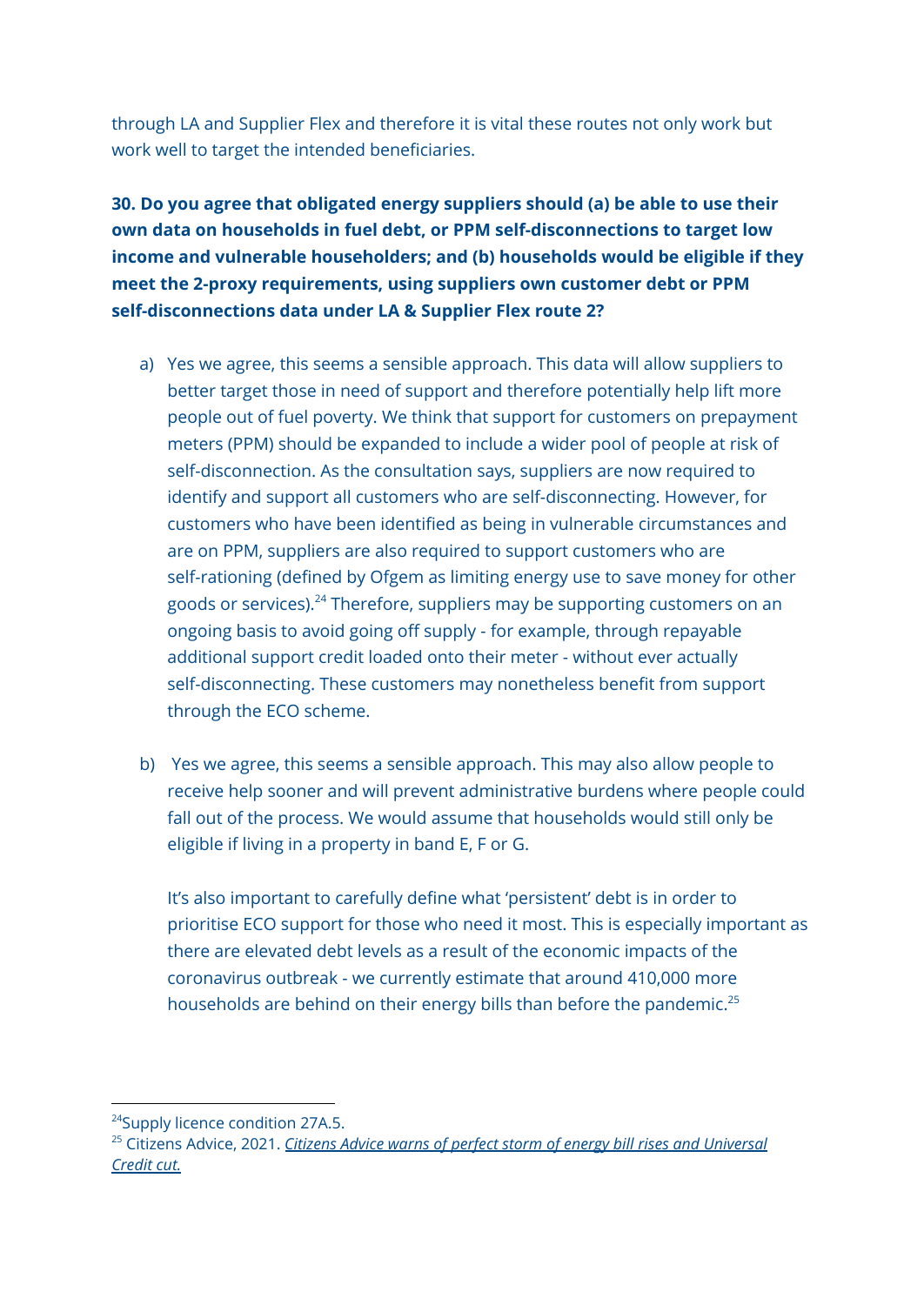through LA and Supplier Flex and therefore it is vital these routes not only work but work well to target the intended beneficiaries.

**30. Do you agree that obligated energy suppliers should (a) be able to use their own data on households in fuel debt, or PPM self-disconnections to target low income and vulnerable householders; and (b) households would be eligible if they meet the 2-proxy requirements, using suppliers own customer debt or PPM self-disconnections data under LA & Supplier Flex route 2?**

a) Yes we agree, this seems a sensible approach. This data will allow suppliers to better target those in need of support and therefore potentially help lift more people out of fuel poverty. We think that support for customers on prepayment meters (PPM) should be expanded to include a wider pool of people at risk of self-disconnection. As the consultation says, suppliers are now required to identify and support all customers who are self-disconnecting. However, for customers who have been identified as being in vulnerable circumstances and are on PPM, suppliers are also required to support customers who are self-rationing (defined by Ofgem as limiting energy use to save money for other goods or services).[24] Therefore, suppliers may be supporting customers on an ongoing basis to avoid going off supply - for example, through repayable additional support credit loaded onto their meter - without ever actually self-disconnecting. These customers may nonetheless benefit from support through the ECO scheme.

b) Yes we agree, this seems a sensible approach. This may also allow people to receive help sooner and will prevent administrative burdens where people could fall out of the process. We would assume that households would still only be eligible if living in a property in band E, F or G.

   It's also important to carefully define what 'persistent' debt is in order to prioritise ECO support for those who need it most. This is especially important as there are elevated debt levels as a result of the economic impacts of the coronavirus outbreak - we currently estimate that around 410,000 more households are behind on their energy bills than before the pandemic.[25]

---

[24] Supply licence condition 27A.5.

[25] Citizens Advice, 2021. *Citizens Advice warns of perfect storm of energy bill rises and Universal Credit cut.*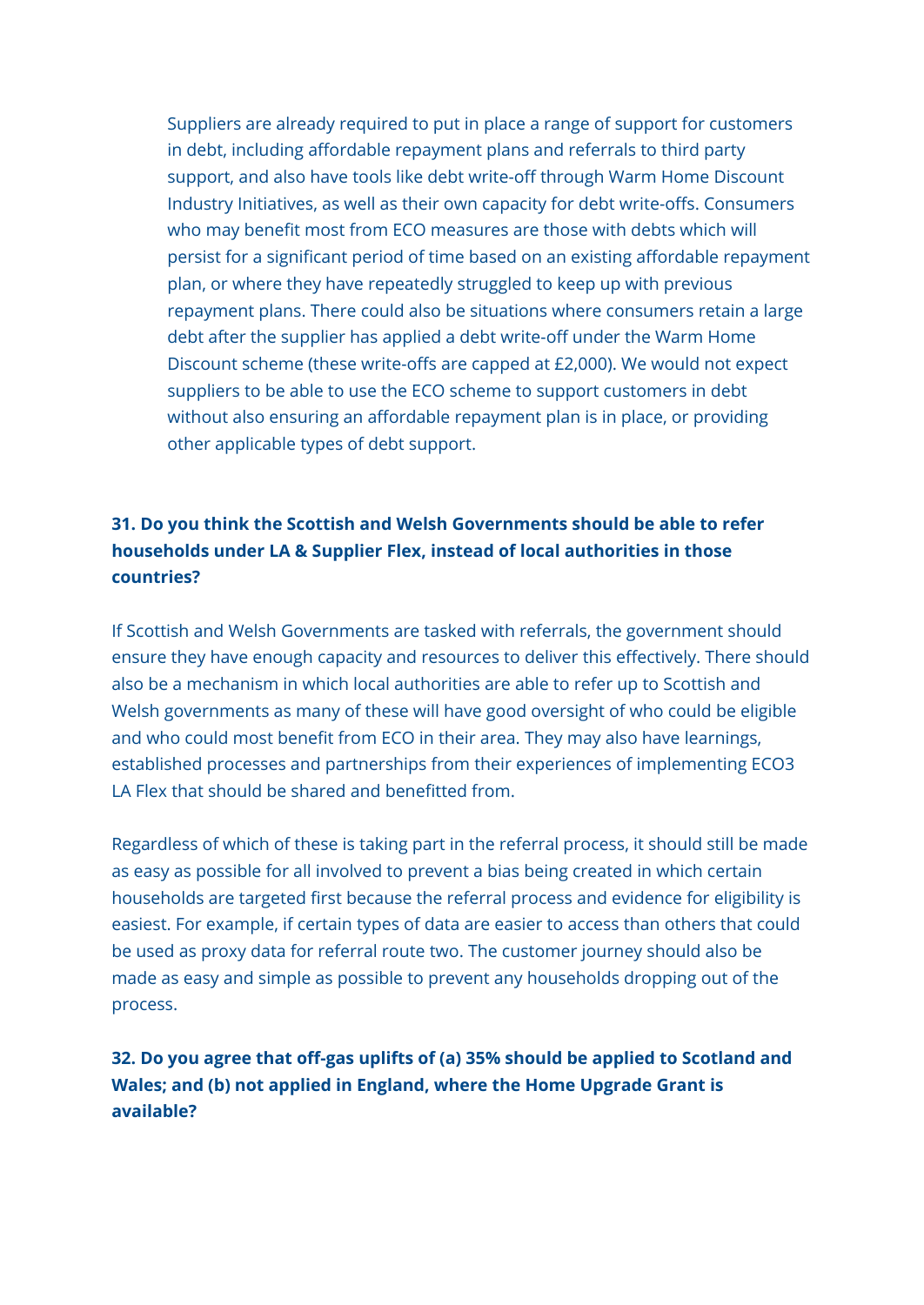Suppliers are already required to put in place a range of support for customers in debt, including affordable repayment plans and referrals to third party support, and also have tools like debt write-off through Warm Home Discount Industry Initiatives, as well as their own capacity for debt write-offs. Consumers who may benefit most from ECO measures are those with debts which will persist for a significant period of time based on an existing affordable repayment plan, or where they have repeatedly struggled to keep up with previous repayment plans. There could also be situations where consumers retain a large debt after the supplier has applied a debt write-off under the Warm Home Discount scheme (these write-offs are capped at £2,000). We would not expect suppliers to be able to use the ECO scheme to support customers in debt without also ensuring an affordable repayment plan is in place, or providing other applicable types of debt support.

**31. Do you think the Scottish and Welsh Governments should be able to refer households under LA & Supplier Flex, instead of local authorities in those countries?**

If Scottish and Welsh Governments are tasked with referrals, the government should ensure they have enough capacity and resources to deliver this effectively. There should also be a mechanism in which local authorities are able to refer up to Scottish and Welsh governments as many of these will have good oversight of who could be eligible and who could most benefit from ECO in their area. They may also have learnings, established processes and partnerships from their experiences of implementing ECO3 LA Flex that should be shared and benefitted from.

Regardless of which of these is taking part in the referral process, it should still be made as easy as possible for all involved to prevent a bias being created in which certain households are targeted first because the referral process and evidence for eligibility is easiest. For example, if certain types of data are easier to access than others that could be used as proxy data for referral route two. The customer journey should also be made as easy and simple as possible to prevent any households dropping out of the process.

**32. Do you agree that off-gas uplifts of (a) 35% should be applied to Scotland and Wales; and (b) not applied in England, where the Home Upgrade Grant is available?**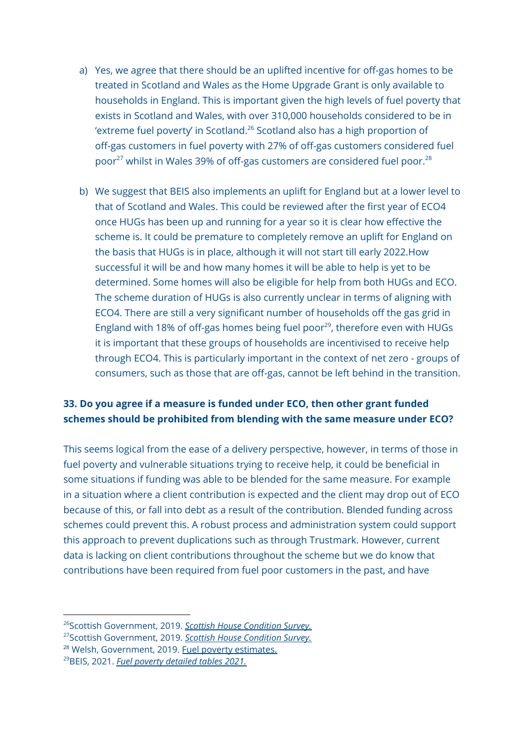a) Yes, we agree that there should be an uplifted incentive for off-gas homes to be treated in Scotland and Wales as the Home Upgrade Grant is only available to households in England. This is important given the high levels of fuel poverty that exists in Scotland and Wales, with over 310,000 households considered to be in 'extreme fuel poverty' in Scotland.[26] Scotland also has a high proportion of off-gas customers in fuel poverty with 27% of off-gas customers considered fuel poor[27] whilst in Wales 39% of off-gas customers are considered fuel poor.[28]

b) We suggest that BEIS also implements an uplift for England but at a lower level to that of Scotland and Wales. This could be reviewed after the first year of ECO4 once HUGs has been up and running for a year so it is clear how effective the scheme is. It could be premature to completely remove an uplift for England on the basis that HUGs is in place, although it will not start till early 2022.How successful it will be and how many homes it will be able to help is yet to be determined. Some homes will also be eligible for help from both HUGs and ECO. The scheme duration of HUGs is also currently unclear in terms of aligning with ECO4. There are still a very significant number of households off the gas grid in England with 18% of off-gas homes being fuel poor[29], therefore even with HUGs it is important that these groups of households are incentivised to receive help through ECO4. This is particularly important in the context of net zero - groups of consumers, such as those that are off-gas, cannot be left behind in the transition.

**33. Do you agree if a measure is funded under ECO, then other grant funded schemes should be prohibited from blending with the same measure under ECO?**

This seems logical from the ease of a delivery perspective, however, in terms of those in fuel poverty and vulnerable situations trying to receive help, it could be beneficial in some situations if funding was able to be blended for the same measure. For example in a situation where a client contribution is expected and the client may drop out of ECO because of this, or fall into debt as a result of the contribution. Blended funding across schemes could prevent this. A robust process and administration system could support this approach to prevent duplications such as through Trustmark. However, current data is lacking on client contributions throughout the scheme but we do know that contributions have been required from fuel poor customers in the past, and have

---

[26] Scottish Government, 2019. *Scottish House Condition Survey.*

[27] Scottish Government, 2019. *Scottish House Condition Survey.*

[28] Welsh, Government, 2019. Fuel poverty estimates.

[29] BEIS, 2021. *Fuel poverty detailed tables 2021.*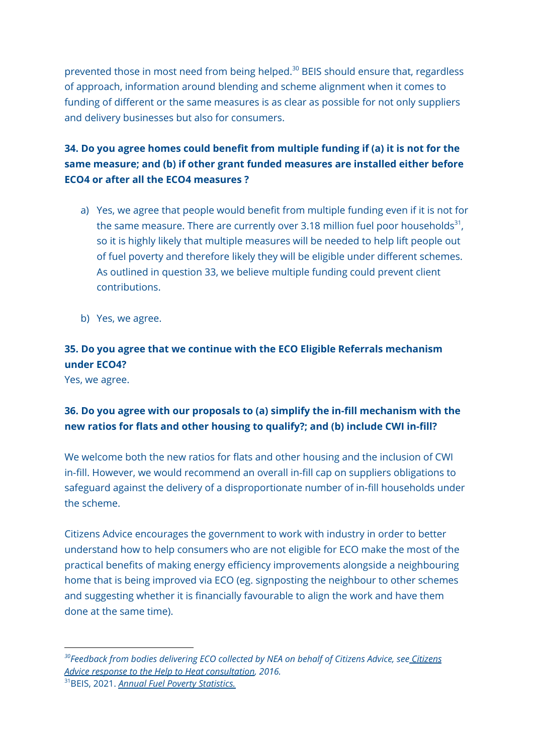prevented those in most need from being helped.[30] BEIS should ensure that, regardless of approach, information around blending and scheme alignment when it comes to funding of different or the same measures is as clear as possible for not only suppliers and delivery businesses but also for consumers.

**34. Do you agree homes could benefit from multiple funding if (a) it is not for the same measure; and (b) if other grant funded measures are installed either before ECO4 or after all the ECO4 measures ?**

a) Yes, we agree that people would benefit from multiple funding even if it is not for the same measure. There are currently over 3.18 million fuel poor households[31], so it is highly likely that multiple measures will be needed to help lift people out of fuel poverty and therefore likely they will be eligible under different schemes. As outlined in question 33, we believe multiple funding could prevent client contributions.

b) Yes, we agree.

**35. Do you agree that we continue with the ECO Eligible Referrals mechanism under ECO4?**

Yes, we agree.

**36. Do you agree with our proposals to (a) simplify the in-fill mechanism with the new ratios for flats and other housing to qualify?; and (b) include CWI in-fill?**

We welcome both the new ratios for flats and other housing and the inclusion of CWI in-fill. However, we would recommend an overall in-fill cap on suppliers obligations to safeguard against the delivery of a disproportionate number of in-fill households under the scheme.

Citizens Advice encourages the government to work with industry in order to better understand how to help consumers who are not eligible for ECO make the most of the practical benefits of making energy efficiency improvements alongside a neighbouring home that is being improved via ECO (eg. signposting the neighbour to other schemes and suggesting whether it is financially favourable to align the work and have them done at the same time).

---

[30] *Feedback from bodies delivering ECO collected by NEA on behalf of Citizens Advice, see Citizens Advice response to the Help to Heat consultation, 2016.*

[31] BEIS, 2021. *Annual Fuel Poverty Statistics.*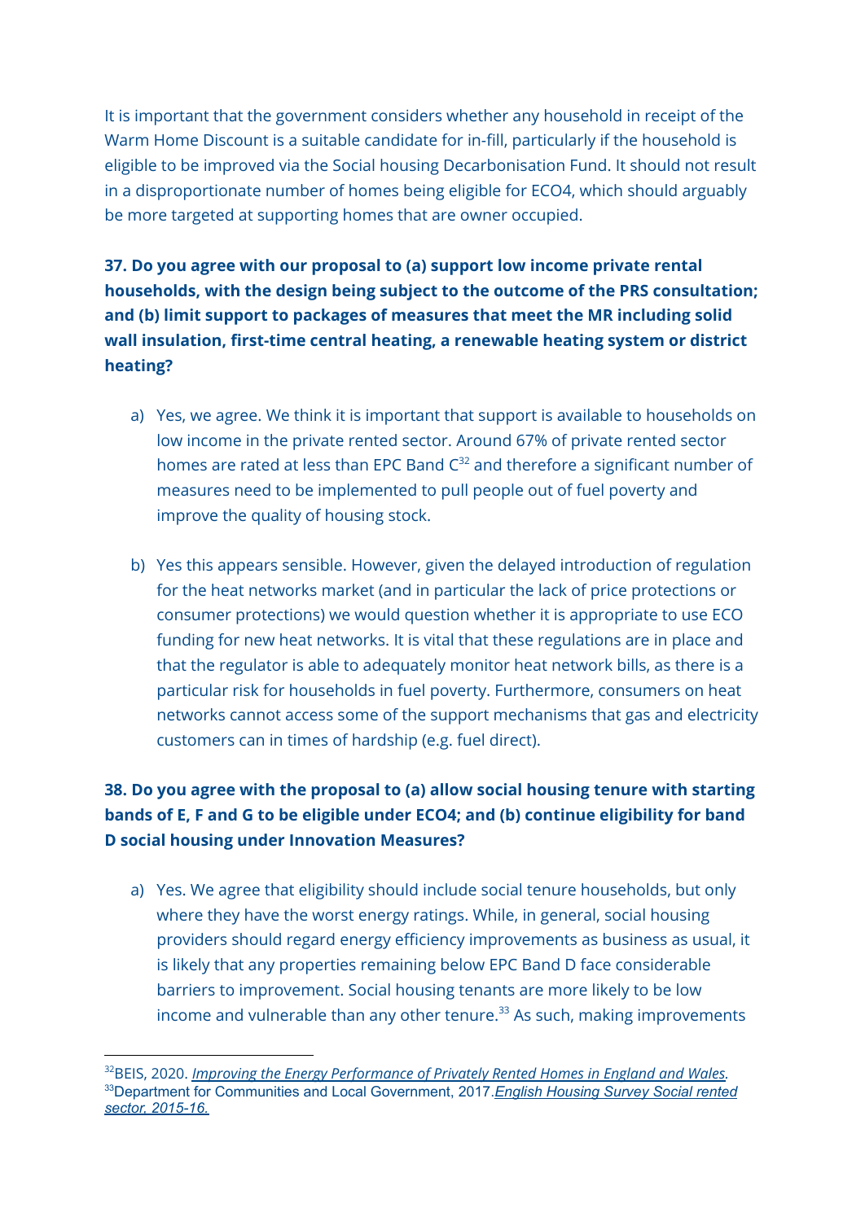It is important that the government considers whether any household in receipt of the Warm Home Discount is a suitable candidate for in-fill, particularly if the household is eligible to be improved via the Social housing Decarbonisation Fund. It should not result in a disproportionate number of homes being eligible for ECO4, which should arguably be more targeted at supporting homes that are owner occupied.

**37. Do you agree with our proposal to (a) support low income private rental households, with the design being subject to the outcome of the PRS consultation; and (b) limit support to packages of measures that meet the MR including solid wall insulation, first-time central heating, a renewable heating system or district heating?**

a) Yes, we agree. We think it is important that support is available to households on low income in the private rented sector. Around 67% of private rented sector homes are rated at less than EPC Band C[32] and therefore a significant number of measures need to be implemented to pull people out of fuel poverty and improve the quality of housing stock.

b) Yes this appears sensible. However, given the delayed introduction of regulation for the heat networks market (and in particular the lack of price protections or consumer protections) we would question whether it is appropriate to use ECO funding for new heat networks. It is vital that these regulations are in place and that the regulator is able to adequately monitor heat network bills, as there is a particular risk for households in fuel poverty. Furthermore, consumers on heat networks cannot access some of the support mechanisms that gas and electricity customers can in times of hardship (e.g. fuel direct).

**38. Do you agree with the proposal to (a) allow social housing tenure with starting bands of E, F and G to be eligible under ECO4; and (b) continue eligibility for band D social housing under Innovation Measures?**

a) Yes. We agree that eligibility should include social tenure households, but only where they have the worst energy ratings. While, in general, social housing providers should regard energy efficiency improvements as business as usual, it is likely that any properties remaining below EPC Band D face considerable barriers to improvement. Social housing tenants are more likely to be low income and vulnerable than any other tenure.[33] As such, making improvements

---

[32] BEIS, 2020. *Improving the Energy Performance of Privately Rented Homes in England and Wales.*

[33] Department for Communities and Local Government, 2017. *English Housing Survey Social rented sector, 2015-16.*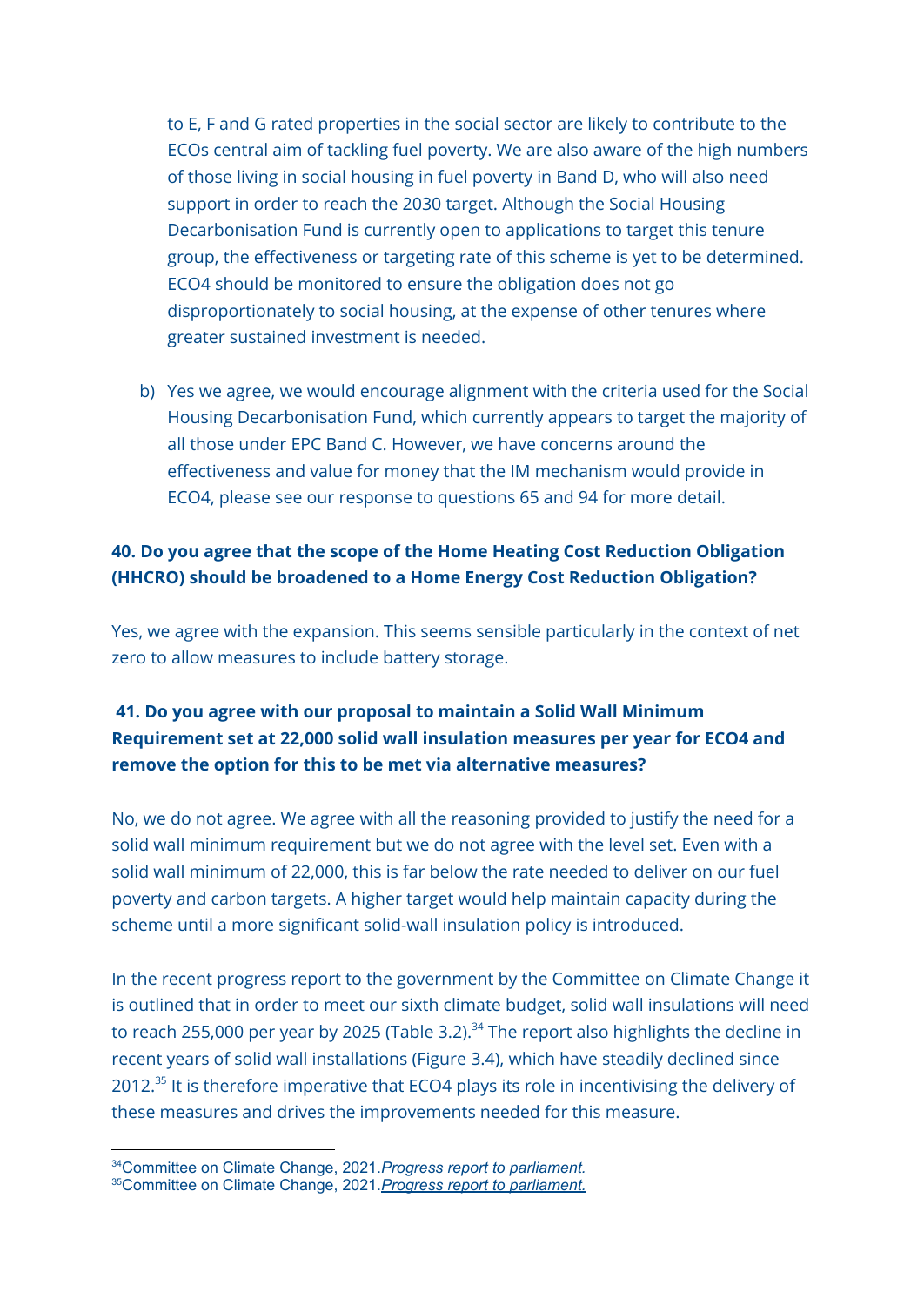to E, F and G rated properties in the social sector are likely to contribute to the ECOs central aim of tackling fuel poverty. We are also aware of the high numbers of those living in social housing in fuel poverty in Band D, who will also need support in order to reach the 2030 target. Although the Social Housing Decarbonisation Fund is currently open to applications to target this tenure group, the effectiveness or targeting rate of this scheme is yet to be determined. ECO4 should be monitored to ensure the obligation does not go disproportionately to social housing, at the expense of other tenures where greater sustained investment is needed.

b) Yes we agree, we would encourage alignment with the criteria used for the Social Housing Decarbonisation Fund, which currently appears to target the majority of all those under EPC Band C. However, we have concerns around the effectiveness and value for money that the IM mechanism would provide in ECO4, please see our response to questions 65 and 94 for more detail.

**40. Do you agree that the scope of the Home Heating Cost Reduction Obligation (HHCRO) should be broadened to a Home Energy Cost Reduction Obligation?**

Yes, we agree with the expansion. This seems sensible particularly in the context of net zero to allow measures to include battery storage.

**41. Do you agree with our proposal to maintain a Solid Wall Minimum Requirement set at 22,000 solid wall insulation measures per year for ECO4 and remove the option for this to be met via alternative measures?**

No, we do not agree. We agree with all the reasoning provided to justify the need for a solid wall minimum requirement but we do not agree with the level set. Even with a solid wall minimum of 22,000, this is far below the rate needed to deliver on our fuel poverty and carbon targets. A higher target would help maintain capacity during the scheme until a more significant solid-wall insulation policy is introduced.

In the recent progress report to the government by the Committee on Climate Change it is outlined that in order to meet our sixth climate budget, solid wall insulations will need to reach 255,000 per year by 2025 (Table 3.2).[34] The report also highlights the decline in recent years of solid wall installations (Figure 3.4), which have steadily declined since 2012.[35] It is therefore imperative that ECO4 plays its role in incentivising the delivery of these measures and drives the improvements needed for this measure.

[34]Committee on Climate Change, 2021.*Progress report to parliament.*
[35]Committee on Climate Change, 2021.*Progress report to parliament.*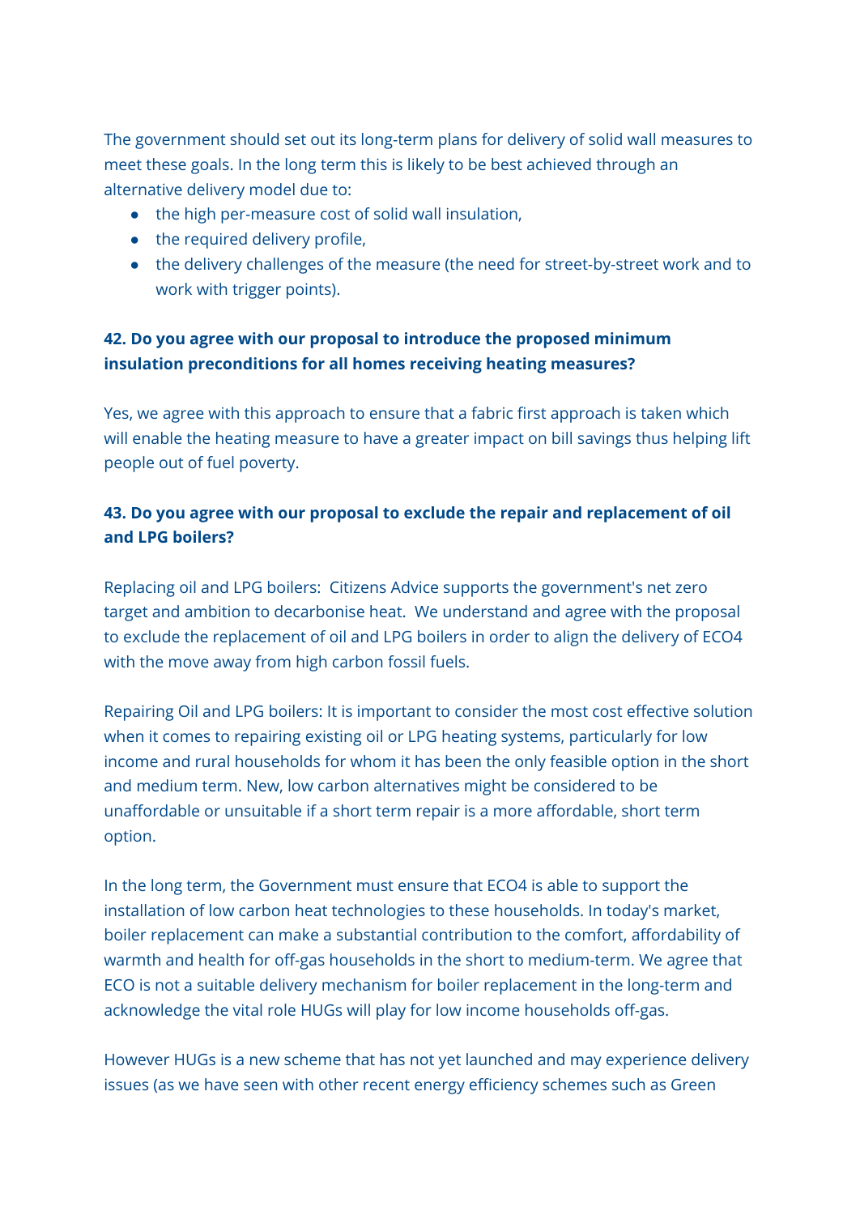The government should set out its long-term plans for delivery of solid wall measures to meet these goals. In the long term this is likely to be best achieved through an alternative delivery model due to:

- the high per-measure cost of solid wall insulation,
- the required delivery profile,
- the delivery challenges of the measure (the need for street-by-street work and to work with trigger points).

**42. Do you agree with our proposal to introduce the proposed minimum insulation preconditions for all homes receiving heating measures?**

Yes, we agree with this approach to ensure that a fabric first approach is taken which will enable the heating measure to have a greater impact on bill savings thus helping lift people out of fuel poverty.

**43. Do you agree with our proposal to exclude the repair and replacement of oil and LPG boilers?**

Replacing oil and LPG boilers: Citizens Advice supports the government's net zero target and ambition to decarbonise heat. We understand and agree with the proposal to exclude the replacement of oil and LPG boilers in order to align the delivery of ECO4 with the move away from high carbon fossil fuels.

Repairing Oil and LPG boilers: It is important to consider the most cost effective solution when it comes to repairing existing oil or LPG heating systems, particularly for low income and rural households for whom it has been the only feasible option in the short and medium term. New, low carbon alternatives might be considered to be unaffordable or unsuitable if a short term repair is a more affordable, short term option.

In the long term, the Government must ensure that ECO4 is able to support the installation of low carbon heat technologies to these households. In today's market, boiler replacement can make a substantial contribution to the comfort, affordability of warmth and health for off-gas households in the short to medium-term. We agree that ECO is not a suitable delivery mechanism for boiler replacement in the long-term and acknowledge the vital role HUGs will play for low income households off-gas.

However HUGs is a new scheme that has not yet launched and may experience delivery issues (as we have seen with other recent energy efficiency schemes such as Green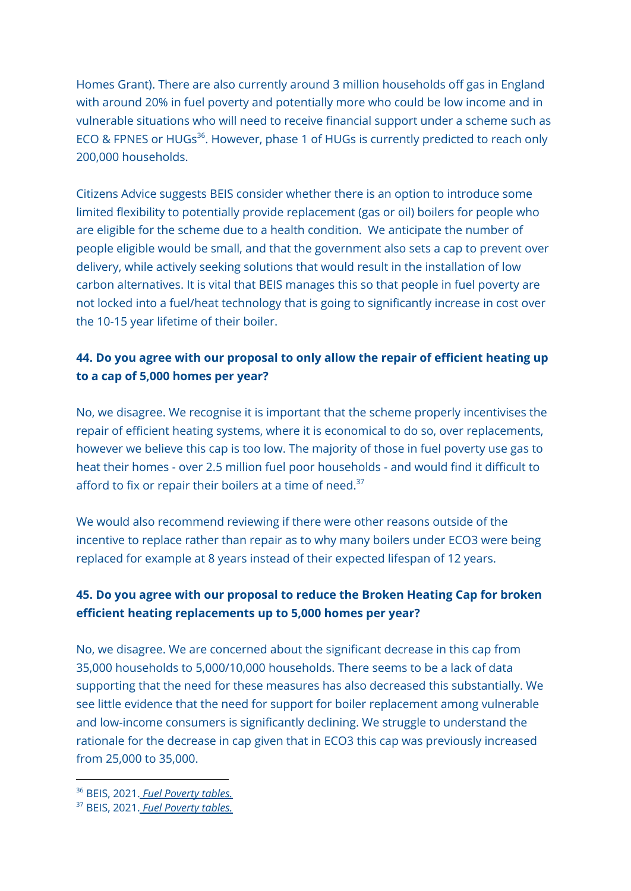Homes Grant). There are also currently around 3 million households off gas in England with around 20% in fuel poverty and potentially more who could be low income and in vulnerable situations who will need to receive financial support under a scheme such as ECO & FPNES or HUGs[36]. However, phase 1 of HUGs is currently predicted to reach only 200,000 households.

Citizens Advice suggests BEIS consider whether there is an option to introduce some limited flexibility to potentially provide replacement (gas or oil) boilers for people who are eligible for the scheme due to a health condition.  We anticipate the number of people eligible would be small, and that the government also sets a cap to prevent over delivery, while actively seeking solutions that would result in the installation of low carbon alternatives. It is vital that BEIS manages this so that people in fuel poverty are not locked into a fuel/heat technology that is going to significantly increase in cost over the 10-15 year lifetime of their boiler.

**44. Do you agree with our proposal to only allow the repair of efficient heating up to a cap of 5,000 homes per year?**

No, we disagree. We recognise it is important that the scheme properly incentivises the repair of efficient heating systems, where it is economical to do so, over replacements, however we believe this cap is too low. The majority of those in fuel poverty use gas to heat their homes - over 2.5 million fuel poor households - and would find it difficult to afford to fix or repair their boilers at a time of need.[37]

We would also recommend reviewing if there were other reasons outside of the incentive to replace rather than repair as to why many boilers under ECO3 were being replaced for example at 8 years instead of their expected lifespan of 12 years.

**45. Do you agree with our proposal to reduce the Broken Heating Cap for broken efficient heating replacements up to 5,000 homes per year?**

No, we disagree. We are concerned about the significant decrease in this cap from 35,000 households to 5,000/10,000 households. There seems to be a lack of data supporting that the need for these measures has also decreased this substantially. We see little evidence that the need for support for boiler replacement among vulnerable and low-income consumers is significantly declining. We struggle to understand the rationale for the decrease in cap given that in ECO3 this cap was previously increased from 25,000 to 35,000.

---

[36] BEIS, 2021. *Fuel Poverty tables.*

[37] BEIS, 2021. *Fuel Poverty tables.*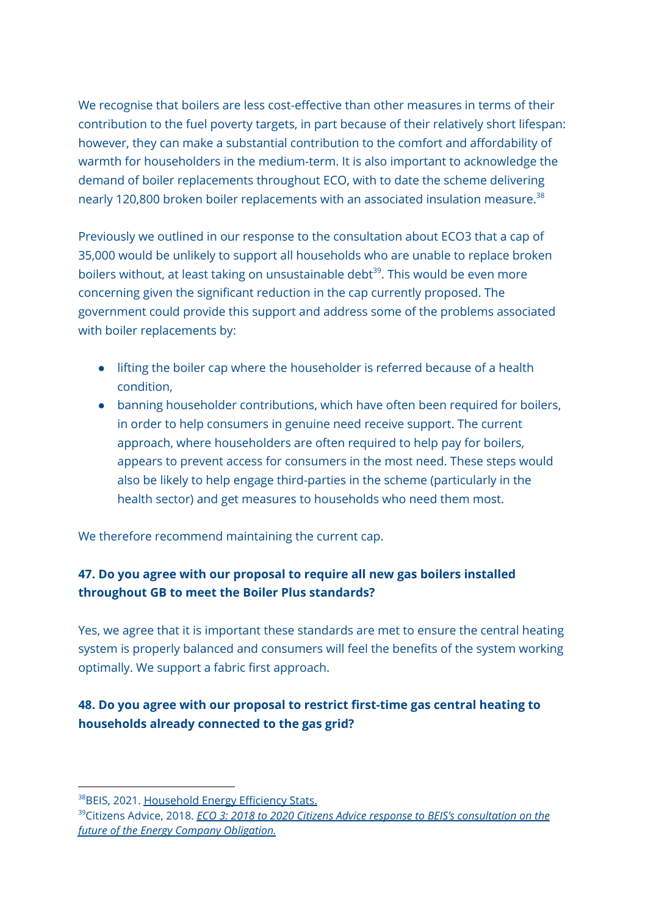We recognise that boilers are less cost-effective than other measures in terms of their contribution to the fuel poverty targets, in part because of their relatively short lifespan: however, they can make a substantial contribution to the comfort and affordability of warmth for householders in the medium-term. It is also important to acknowledge the demand of boiler replacements throughout ECO, with to date the scheme delivering nearly 120,800 broken boiler replacements with an associated insulation measure.[38]

Previously we outlined in our response to the consultation about ECO3 that a cap of 35,000 would be unlikely to support all households who are unable to replace broken boilers without, at least taking on unsustainable debt[39]. This would be even more concerning given the significant reduction in the cap currently proposed. The government could provide this support and address some of the problems associated with boiler replacements by:

- lifting the boiler cap where the householder is referred because of a health condition,
- banning householder contributions, which have often been required for boilers, in order to help consumers in genuine need receive support. The current approach, where householders are often required to help pay for boilers, appears to prevent access for consumers in the most need. These steps would also be likely to help engage third-parties in the scheme (particularly in the health sector) and get measures to households who need them most.

We therefore recommend maintaining the current cap.

### 47. Do you agree with our proposal to require all new gas boilers installed throughout GB to meet the Boiler Plus standards?

Yes, we agree that it is important these standards are met to ensure the central heating system is properly balanced and consumers will feel the benefits of the system working optimally. We support a fabric first approach.

### 48. Do you agree with our proposal to restrict first-time gas central heating to households already connected to the gas grid?

---

[38] BEIS, 2021. Household Energy Efficiency Stats.

[39] Citizens Advice, 2018. *ECO 3: 2018 to 2020 Citizens Advice response to BEIS's consultation on the future of the Energy Company Obligation.*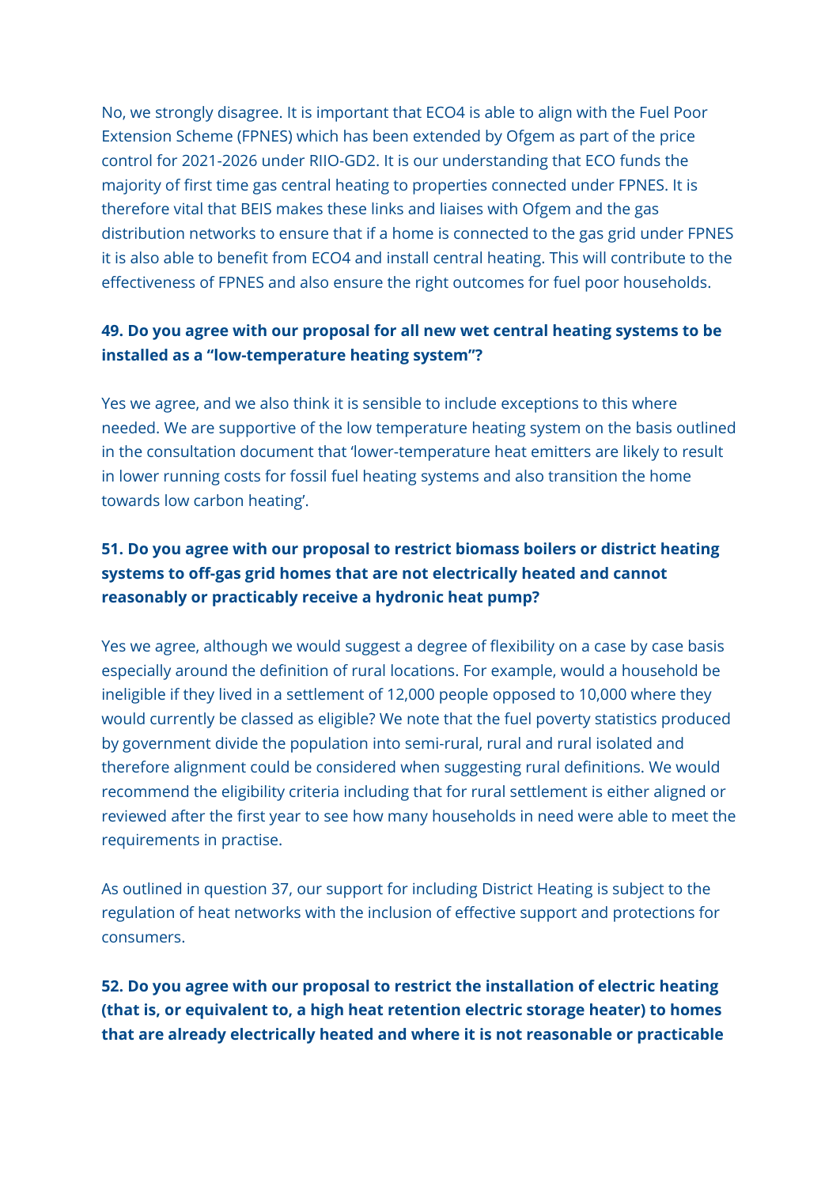No, we strongly disagree. It is important that ECO4 is able to align with the Fuel Poor Extension Scheme (FPNES) which has been extended by Ofgem as part of the price control for 2021-2026 under RIIO-GD2. It is our understanding that ECO funds the majority of first time gas central heating to properties connected under FPNES. It is therefore vital that BEIS makes these links and liaises with Ofgem and the gas distribution networks to ensure that if a home is connected to the gas grid under FPNES it is also able to benefit from ECO4 and install central heating. This will contribute to the effectiveness of FPNES and also ensure the right outcomes for fuel poor households.

**49. Do you agree with our proposal for all new wet central heating systems to be installed as a "low-temperature heating system"?**

Yes we agree, and we also think it is sensible to include exceptions to this where needed. We are supportive of the low temperature heating system on the basis outlined in the consultation document that 'lower-temperature heat emitters are likely to result in lower running costs for fossil fuel heating systems and also transition the home towards low carbon heating'.

**51. Do you agree with our proposal to restrict biomass boilers or district heating systems to off-gas grid homes that are not electrically heated and cannot reasonably or practicably receive a hydronic heat pump?**

Yes we agree, although we would suggest a degree of flexibility on a case by case basis especially around the definition of rural locations. For example, would a household be ineligible if they lived in a settlement of 12,000 people opposed to 10,000 where they would currently be classed as eligible? We note that the fuel poverty statistics produced by government divide the population into semi-rural, rural and rural isolated and therefore alignment could be considered when suggesting rural definitions. We would recommend the eligibility criteria including that for rural settlement is either aligned or reviewed after the first year to see how many households in need were able to meet the requirements in practise.

As outlined in question 37, our support for including District Heating is subject to the regulation of heat networks with the inclusion of effective support and protections for consumers.

**52. Do you agree with our proposal to restrict the installation of electric heating (that is, or equivalent to, a high heat retention electric storage heater) to homes that are already electrically heated and where it is not reasonable or practicable**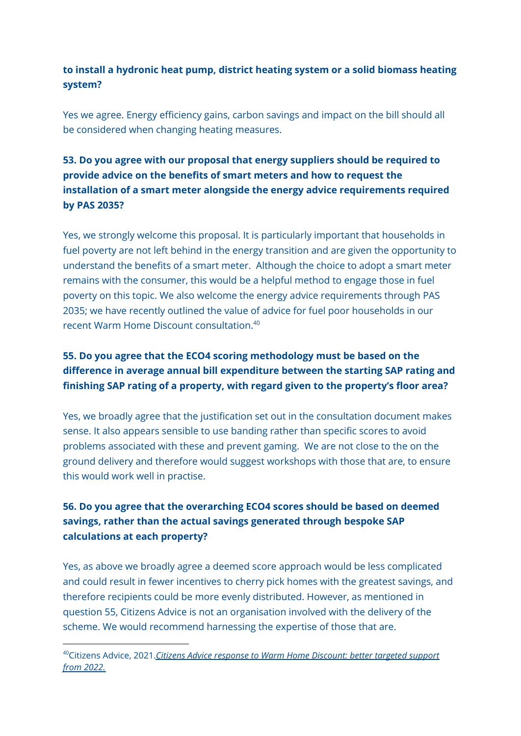**to install a hydronic heat pump, district heating system or a solid biomass heating system?**

Yes we agree. Energy efficiency gains, carbon savings and impact on the bill should all be considered when changing heating measures.

**53. Do you agree with our proposal that energy suppliers should be required to provide advice on the benefits of smart meters and how to request the installation of a smart meter alongside the energy advice requirements required by PAS 2035?**

Yes, we strongly welcome this proposal. It is particularly important that households in fuel poverty are not left behind in the energy transition and are given the opportunity to understand the benefits of a smart meter.  Although the choice to adopt a smart meter remains with the consumer, this would be a helpful method to engage those in fuel poverty on this topic. We also welcome the energy advice requirements through PAS 2035; we have recently outlined the value of advice for fuel poor households in our recent Warm Home Discount consultation.[40]

**55. Do you agree that the ECO4 scoring methodology must be based on the difference in average annual bill expenditure between the starting SAP rating and finishing SAP rating of a property, with regard given to the property's floor area?**

Yes, we broadly agree that the justification set out in the consultation document makes sense. It also appears sensible to use banding rather than specific scores to avoid problems associated with these and prevent gaming.  We are not close to the on the ground delivery and therefore would suggest workshops with those that are, to ensure this would work well in practise.

**56. Do you agree that the overarching ECO4 scores should be based on deemed savings, rather than the actual savings generated through bespoke SAP calculations at each property?**

Yes, as above we broadly agree a deemed score approach would be less complicated and could result in fewer incentives to cherry pick homes with the greatest savings, and therefore recipients could be more evenly distributed. However, as mentioned in question 55, Citizens Advice is not an organisation involved with the delivery of the scheme. We would recommend harnessing the expertise of those that are.

---

[40] Citizens Advice, 2021. *Citizens Advice response to Warm Home Discount: better targeted support from 2022.*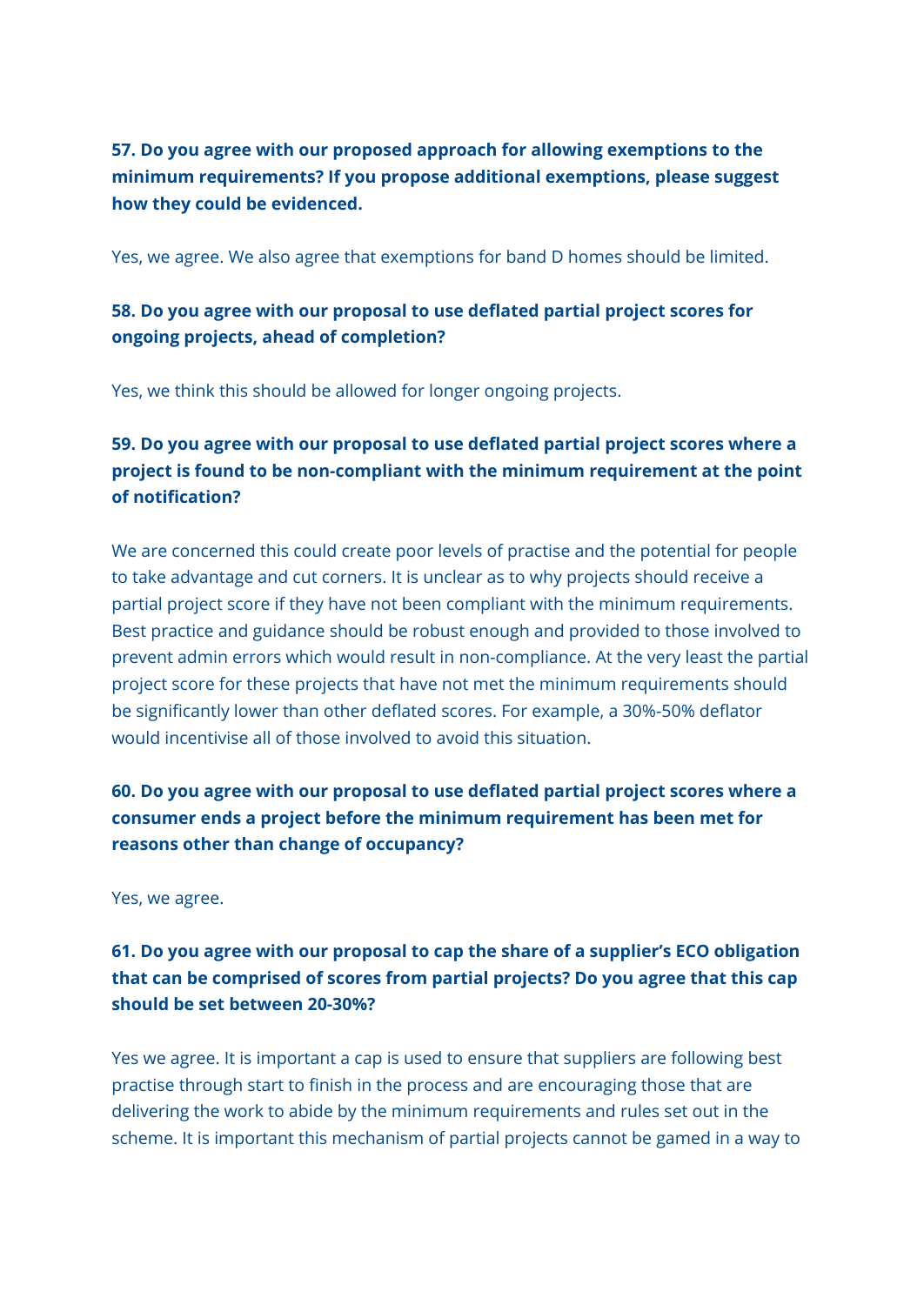**57. Do you agree with our proposed approach for allowing exemptions to the minimum requirements? If you propose additional exemptions, please suggest how they could be evidenced.**

Yes, we agree. We also agree that exemptions for band D homes should be limited.

**58. Do you agree with our proposal to use deflated partial project scores for ongoing projects, ahead of completion?**

Yes, we think this should be allowed for longer ongoing projects.

**59. Do you agree with our proposal to use deflated partial project scores where a project is found to be non-compliant with the minimum requirement at the point of notification?**

We are concerned this could create poor levels of practise and the potential for people to take advantage and cut corners. It is unclear as to why projects should receive a partial project score if they have not been compliant with the minimum requirements. Best practice and guidance should be robust enough and provided to those involved to prevent admin errors which would result in non-compliance. At the very least the partial project score for these projects that have not met the minimum requirements should be significantly lower than other deflated scores. For example, a 30%-50% deflator would incentivise all of those involved to avoid this situation.

**60. Do you agree with our proposal to use deflated partial project scores where a consumer ends a project before the minimum requirement has been met for reasons other than change of occupancy?**

Yes, we agree.

**61. Do you agree with our proposal to cap the share of a supplier's ECO obligation that can be comprised of scores from partial projects? Do you agree that this cap should be set between 20-30%?**

Yes we agree. It is important a cap is used to ensure that suppliers are following best practise through start to finish in the process and are encouraging those that are delivering the work to abide by the minimum requirements and rules set out in the scheme. It is important this mechanism of partial projects cannot be gamed in a way to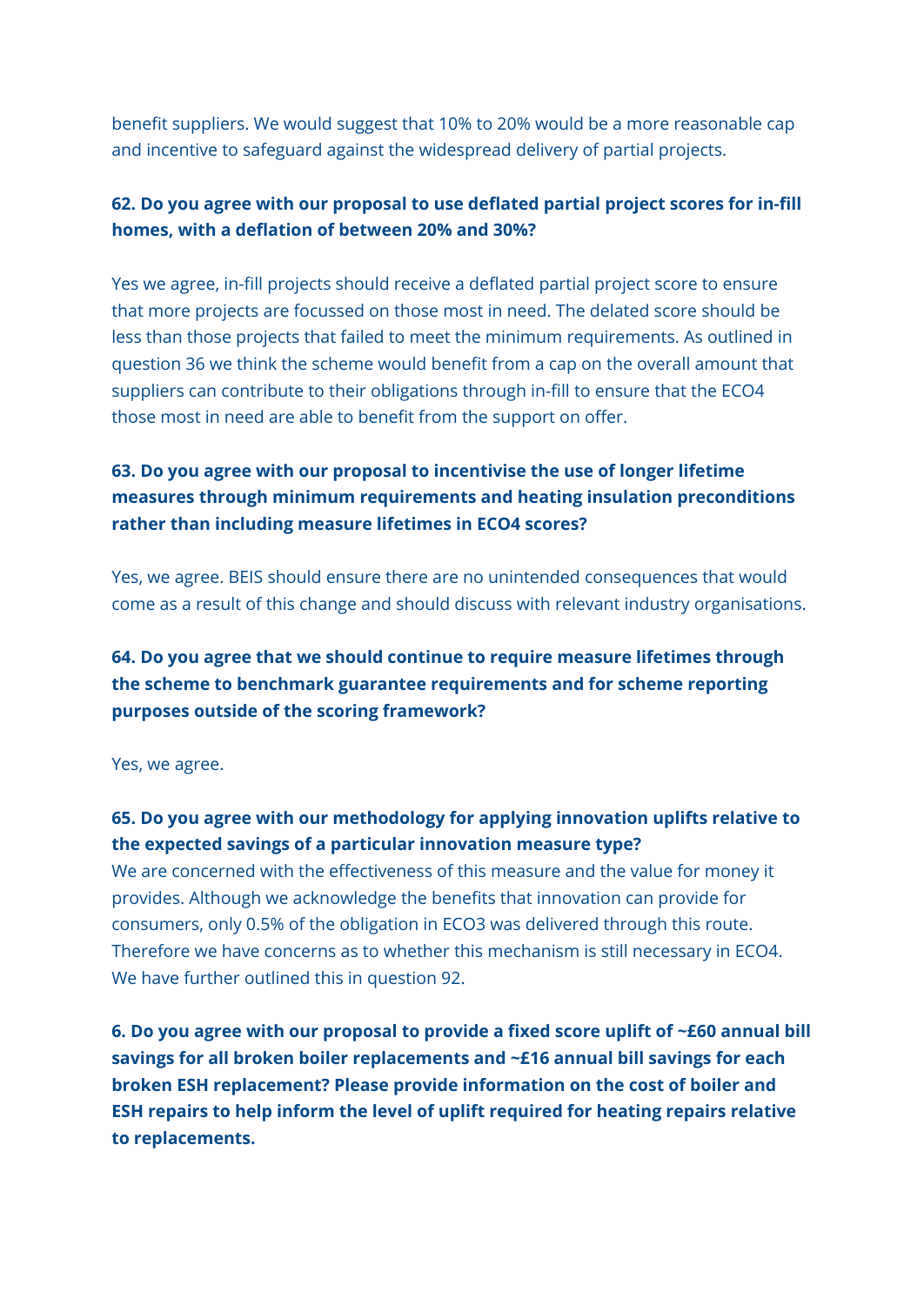benefit suppliers. We would suggest that 10% to 20% would be a more reasonable cap and incentive to safeguard against the widespread delivery of partial projects.

**62. Do you agree with our proposal to use deflated partial project scores for in-fill homes, with a deflation of between 20% and 30%?**

Yes we agree, in-fill projects should receive a deflated partial project score to ensure that more projects are focussed on those most in need. The delated score should be less than those projects that failed to meet the minimum requirements. As outlined in question 36 we think the scheme would benefit from a cap on the overall amount that suppliers can contribute to their obligations through in-fill to ensure that the ECO4 those most in need are able to benefit from the support on offer.

**63. Do you agree with our proposal to incentivise the use of longer lifetime measures through minimum requirements and heating insulation preconditions rather than including measure lifetimes in ECO4 scores?**

Yes, we agree. BEIS should ensure there are no unintended consequences that would come as a result of this change and should discuss with relevant industry organisations.

**64. Do you agree that we should continue to require measure lifetimes through the scheme to benchmark guarantee requirements and for scheme reporting purposes outside of the scoring framework?**

Yes, we agree.

**65. Do you agree with our methodology for applying innovation uplifts relative to the expected savings of a particular innovation measure type?**

We are concerned with the effectiveness of this measure and the value for money it provides. Although we acknowledge the benefits that innovation can provide for consumers, only 0.5% of the obligation in ECO3 was delivered through this route. Therefore we have concerns as to whether this mechanism is still necessary in ECO4. We have further outlined this in question 92.

**6. Do you agree with our proposal to provide a fixed score uplift of ~£60 annual bill savings for all broken boiler replacements and ~£16 annual bill savings for each broken ESH replacement? Please provide information on the cost of boiler and ESH repairs to help inform the level of uplift required for heating repairs relative to replacements.**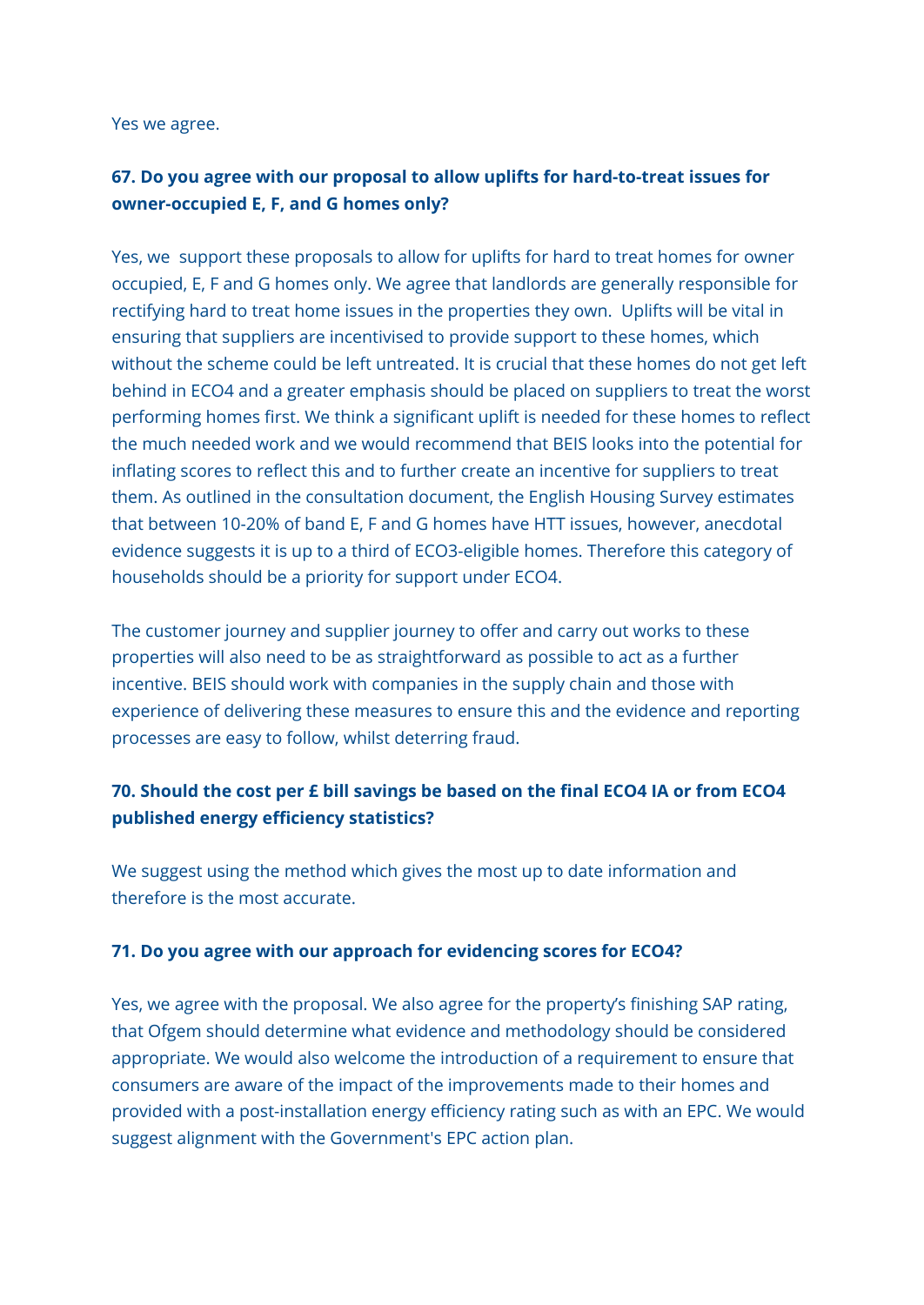Yes we agree.

**67. Do you agree with our proposal to allow uplifts for hard-to-treat issues for owner-occupied E, F, and G homes only?**

Yes, we support these proposals to allow for uplifts for hard to treat homes for owner occupied, E, F and G homes only. We agree that landlords are generally responsible for rectifying hard to treat home issues in the properties they own. Uplifts will be vital in ensuring that suppliers are incentivised to provide support to these homes, which without the scheme could be left untreated. It is crucial that these homes do not get left behind in ECO4 and a greater emphasis should be placed on suppliers to treat the worst performing homes first. We think a significant uplift is needed for these homes to reflect the much needed work and we would recommend that BEIS looks into the potential for inflating scores to reflect this and to further create an incentive for suppliers to treat them. As outlined in the consultation document, the English Housing Survey estimates that between 10-20% of band E, F and G homes have HTT issues, however, anecdotal evidence suggests it is up to a third of ECO3-eligible homes. Therefore this category of households should be a priority for support under ECO4.

The customer journey and supplier journey to offer and carry out works to these properties will also need to be as straightforward as possible to act as a further incentive. BEIS should work with companies in the supply chain and those with experience of delivering these measures to ensure this and the evidence and reporting processes are easy to follow, whilst deterring fraud.

**70. Should the cost per £ bill savings be based on the final ECO4 IA or from ECO4 published energy efficiency statistics?**

We suggest using the method which gives the most up to date information and therefore is the most accurate.

**71. Do you agree with our approach for evidencing scores for ECO4?**

Yes, we agree with the proposal. We also agree for the property's finishing SAP rating, that Ofgem should determine what evidence and methodology should be considered appropriate. We would also welcome the introduction of a requirement to ensure that consumers are aware of the impact of the improvements made to their homes and provided with a post-installation energy efficiency rating such as with an EPC. We would suggest alignment with the Government's EPC action plan.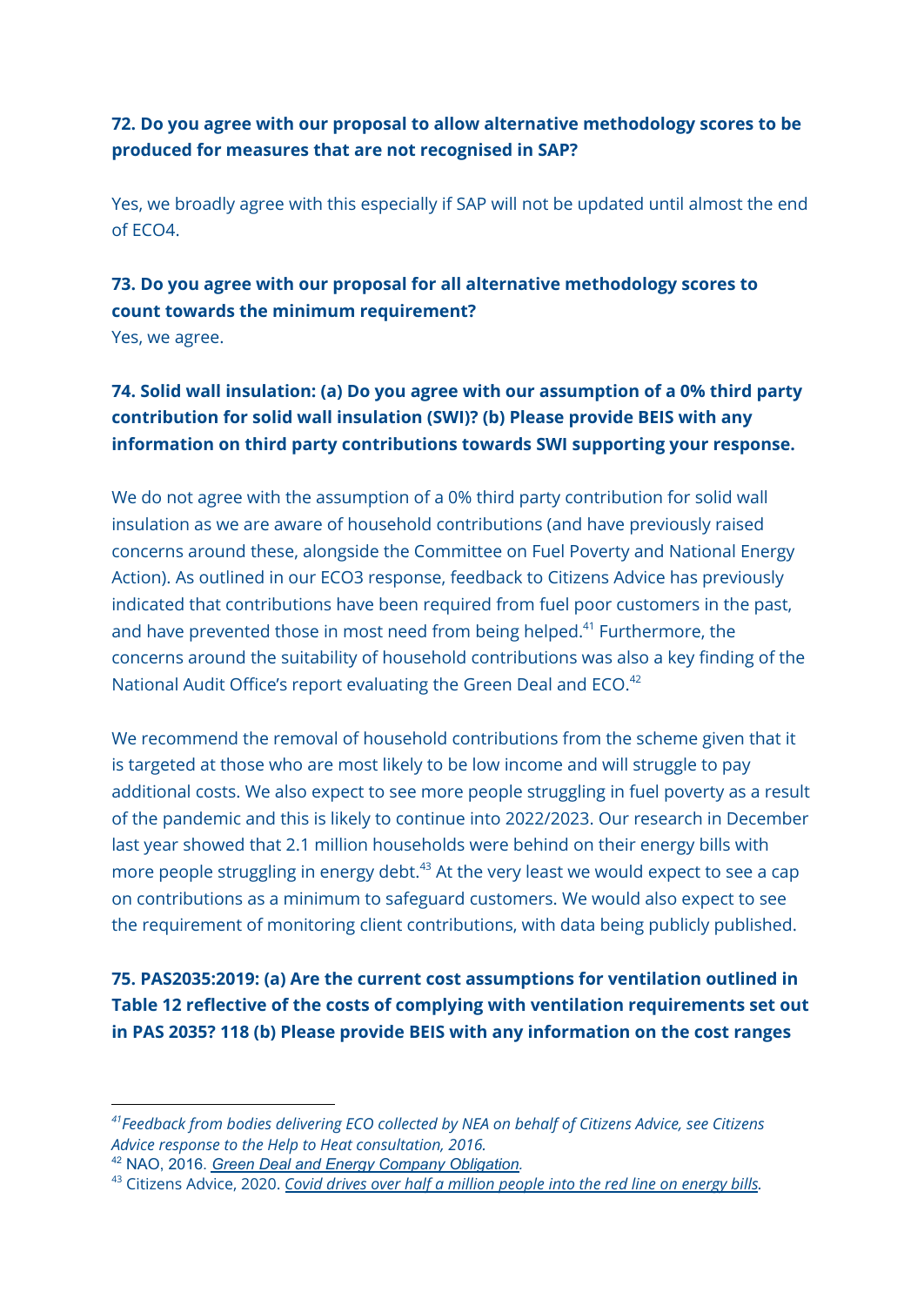**72. Do you agree with our proposal to allow alternative methodology scores to be produced for measures that are not recognised in SAP?**

Yes, we broadly agree with this especially if SAP will not be updated until almost the end of ECO4.

**73. Do you agree with our proposal for all alternative methodology scores to count towards the minimum requirement?**

Yes, we agree.

**74. Solid wall insulation: (a) Do you agree with our assumption of a 0% third party contribution for solid wall insulation (SWI)? (b) Please provide BEIS with any information on third party contributions towards SWI supporting your response.**

We do not agree with the assumption of a 0% third party contribution for solid wall insulation as we are aware of household contributions (and have previously raised concerns around these, alongside the Committee on Fuel Poverty and National Energy Action). As outlined in our ECO3 response, feedback to Citizens Advice has previously indicated that contributions have been required from fuel poor customers in the past, and have prevented those in most need from being helped.[41] Furthermore, the concerns around the suitability of household contributions was also a key finding of the National Audit Office's report evaluating the Green Deal and ECO.[42]

We recommend the removal of household contributions from the scheme given that it is targeted at those who are most likely to be low income and will struggle to pay additional costs. We also expect to see more people struggling in fuel poverty as a result of the pandemic and this is likely to continue into 2022/2023. Our research in December last year showed that 2.1 million households were behind on their energy bills with more people struggling in energy debt.[43] At the very least we would expect to see a cap on contributions as a minimum to safeguard customers. We would also expect to see the requirement of monitoring client contributions, with data being publicly published.

**75. PAS2035:2019: (a) Are the current cost assumptions for ventilation outlined in Table 12 reflective of the costs of complying with ventilation requirements set out in PAS 2035? 118 (b) Please provide BEIS with any information on the cost ranges**

---

[41] *Feedback from bodies delivering ECO collected by NEA on behalf of Citizens Advice, see Citizens Advice response to the Help to Heat consultation, 2016.*

[42] NAO, 2016. *Green Deal and Energy Company Obligation.*

[43] Citizens Advice, 2020. *Covid drives over half a million people into the red line on energy bills.*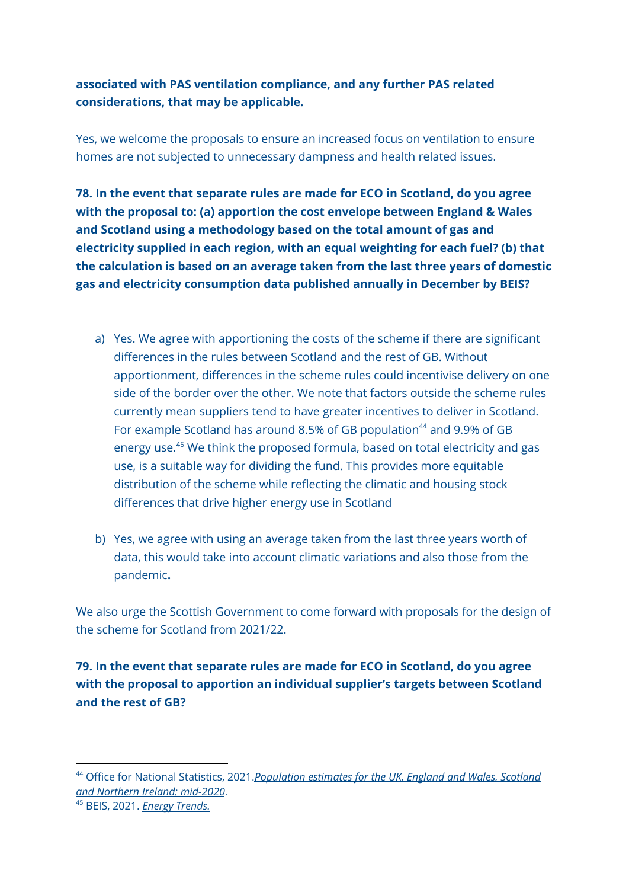**associated with PAS ventilation compliance, and any further PAS related considerations, that may be applicable.**

Yes, we welcome the proposals to ensure an increased focus on ventilation to ensure homes are not subjected to unnecessary dampness and health related issues.

**78. In the event that separate rules are made for ECO in Scotland, do you agree with the proposal to: (a) apportion the cost envelope between England & Wales and Scotland using a methodology based on the total amount of gas and electricity supplied in each region, with an equal weighting for each fuel? (b) that the calculation is based on an average taken from the last three years of domestic gas and electricity consumption data published annually in December by BEIS?**

a) Yes. We agree with apportioning the costs of the scheme if there are significant differences in the rules between Scotland and the rest of GB. Without apportionment, differences in the scheme rules could incentivise delivery on one side of the border over the other. We note that factors outside the scheme rules currently mean suppliers tend to have greater incentives to deliver in Scotland. For example Scotland has around 8.5% of GB population[44] and 9.9% of GB energy use.[45] We think the proposed formula, based on total electricity and gas use, is a suitable way for dividing the fund. This provides more equitable distribution of the scheme while reflecting the climatic and housing stock differences that drive higher energy use in Scotland

b) Yes, we agree with using an average taken from the last three years worth of data, this would take into account climatic variations and also those from the pandemic**.**

We also urge the Scottish Government to come forward with proposals for the design of the scheme for Scotland from 2021/22.

**79. In the event that separate rules are made for ECO in Scotland, do you agree with the proposal to apportion an individual supplier's targets between Scotland and the rest of GB?**

---

[44] Office for National Statistics, 2021.*Population estimates for the UK, England and Wales, Scotland and Northern Ireland: mid-2020*.

[45] BEIS, 2021. *Energy Trends.*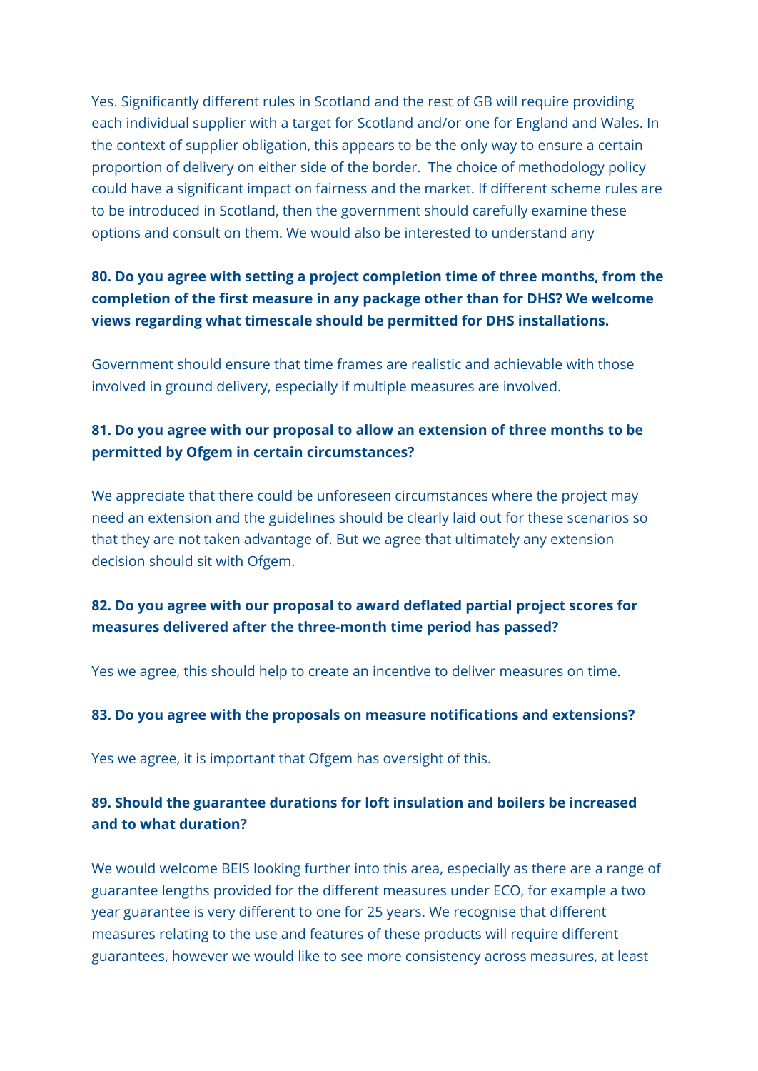Yes. Significantly different rules in Scotland and the rest of GB will require providing each individual supplier with a target for Scotland and/or one for England and Wales. In the context of supplier obligation, this appears to be the only way to ensure a certain proportion of delivery on either side of the border. The choice of methodology policy could have a significant impact on fairness and the market. If different scheme rules are to be introduced in Scotland, then the government should carefully examine these options and consult on them. We would also be interested to understand any

**80. Do you agree with setting a project completion time of three months, from the completion of the first measure in any package other than for DHS? We welcome views regarding what timescale should be permitted for DHS installations.**

Government should ensure that time frames are realistic and achievable with those involved in ground delivery, especially if multiple measures are involved.

**81. Do you agree with our proposal to allow an extension of three months to be permitted by Ofgem in certain circumstances?**

We appreciate that there could be unforeseen circumstances where the project may need an extension and the guidelines should be clearly laid out for these scenarios so that they are not taken advantage of. But we agree that ultimately any extension decision should sit with Ofgem.

**82. Do you agree with our proposal to award deflated partial project scores for measures delivered after the three-month time period has passed?**

Yes we agree, this should help to create an incentive to deliver measures on time.

**83. Do you agree with the proposals on measure notifications and extensions?**

Yes we agree, it is important that Ofgem has oversight of this.

**89. Should the guarantee durations for loft insulation and boilers be increased and to what duration?**

We would welcome BEIS looking further into this area, especially as there are a range of guarantee lengths provided for the different measures under ECO, for example a two year guarantee is very different to one for 25 years. We recognise that different measures relating to the use and features of these products will require different guarantees, however we would like to see more consistency across measures, at least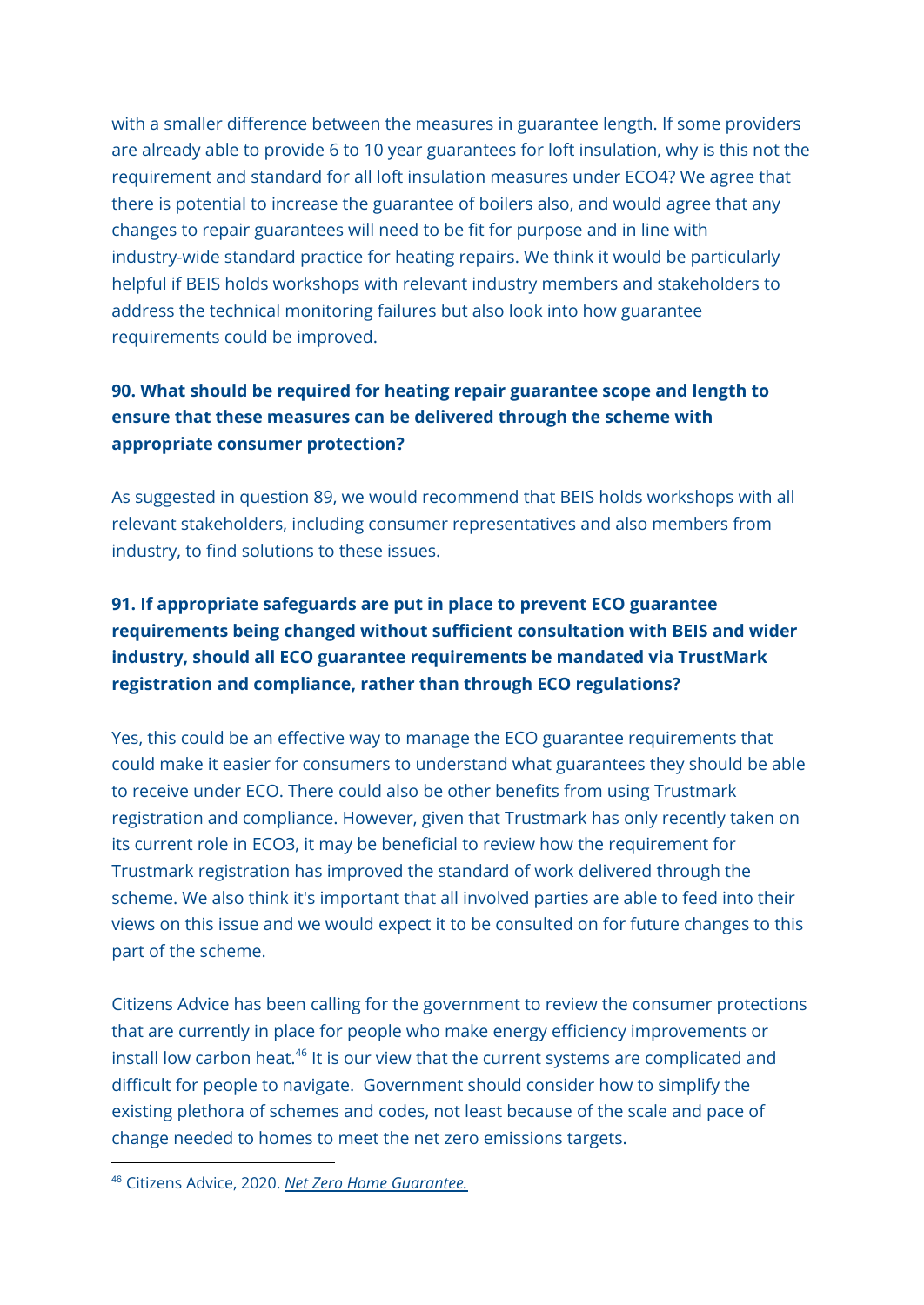with a smaller difference between the measures in guarantee length. If some providers are already able to provide 6 to 10 year guarantees for loft insulation, why is this not the requirement and standard for all loft insulation measures under ECO4? We agree that there is potential to increase the guarantee of boilers also, and would agree that any changes to repair guarantees will need to be fit for purpose and in line with industry-wide standard practice for heating repairs. We think it would be particularly helpful if BEIS holds workshops with relevant industry members and stakeholders to address the technical monitoring failures but also look into how guarantee requirements could be improved.

**90. What should be required for heating repair guarantee scope and length to ensure that these measures can be delivered through the scheme with appropriate consumer protection?**

As suggested in question 89, we would recommend that BEIS holds workshops with all relevant stakeholders, including consumer representatives and also members from industry, to find solutions to these issues.

**91. If appropriate safeguards are put in place to prevent ECO guarantee requirements being changed without sufficient consultation with BEIS and wider industry, should all ECO guarantee requirements be mandated via TrustMark registration and compliance, rather than through ECO regulations?**

Yes, this could be an effective way to manage the ECO guarantee requirements that could make it easier for consumers to understand what guarantees they should be able to receive under ECO. There could also be other benefits from using Trustmark registration and compliance. However, given that Trustmark has only recently taken on its current role in ECO3, it may be beneficial to review how the requirement for Trustmark registration has improved the standard of work delivered through the scheme. We also think it's important that all involved parties are able to feed into their views on this issue and we would expect it to be consulted on for future changes to this part of the scheme.

Citizens Advice has been calling for the government to review the consumer protections that are currently in place for people who make energy efficiency improvements or install low carbon heat.[46] It is our view that the current systems are complicated and difficult for people to navigate. Government should consider how to simplify the existing plethora of schemes and codes, not least because of the scale and pace of change needed to homes to meet the net zero emissions targets.

---

[46] Citizens Advice, 2020. *Net Zero Home Guarantee.*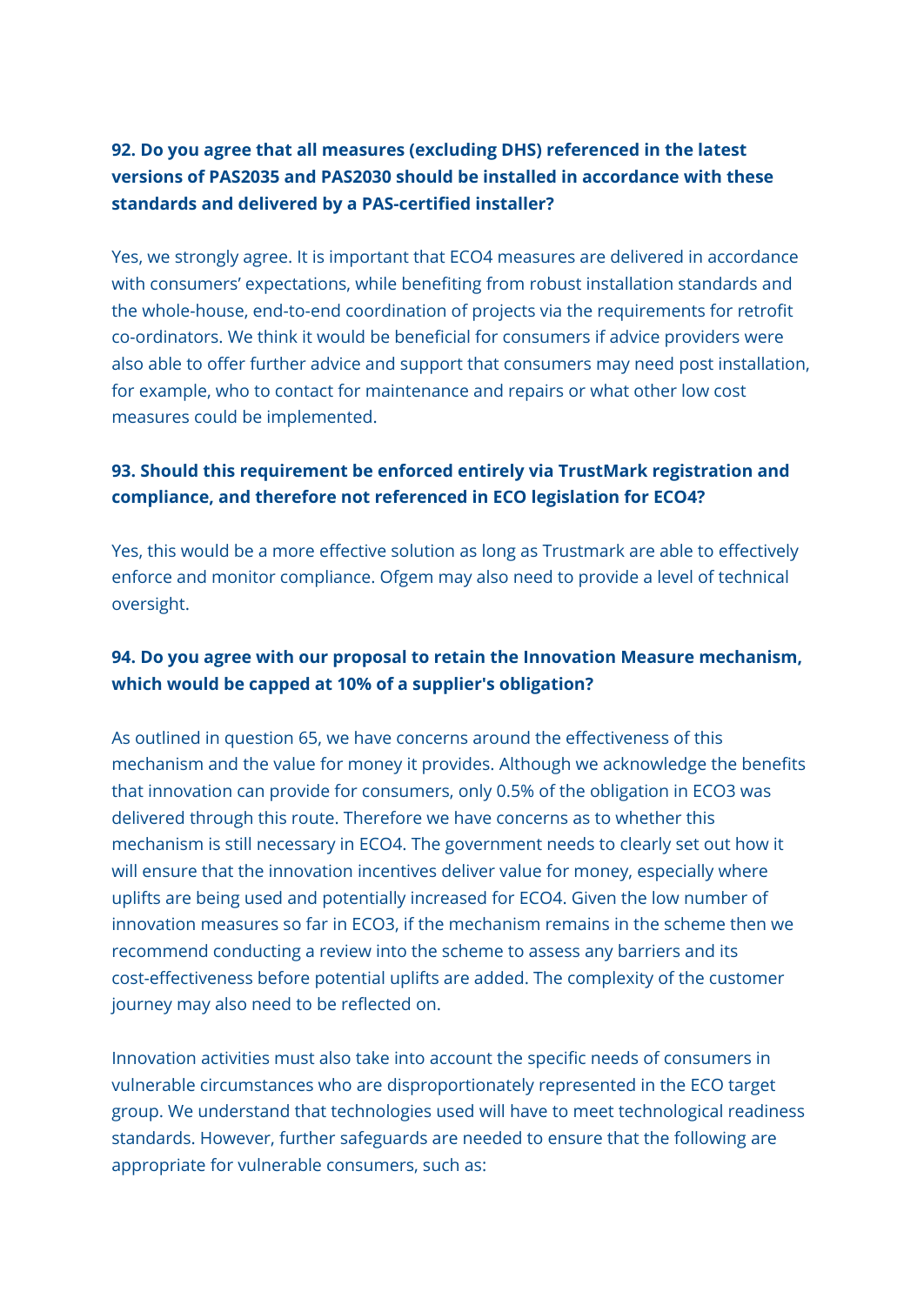**92. Do you agree that all measures (excluding DHS) referenced in the latest versions of PAS2035 and PAS2030 should be installed in accordance with these standards and delivered by a PAS-certified installer?**

Yes, we strongly agree. It is important that ECO4 measures are delivered in accordance with consumers' expectations, while benefiting from robust installation standards and the whole-house, end-to-end coordination of projects via the requirements for retrofit co-ordinators. We think it would be beneficial for consumers if advice providers were also able to offer further advice and support that consumers may need post installation, for example, who to contact for maintenance and repairs or what other low cost measures could be implemented.

**93. Should this requirement be enforced entirely via TrustMark registration and compliance, and therefore not referenced in ECO legislation for ECO4?**

Yes, this would be a more effective solution as long as Trustmark are able to effectively enforce and monitor compliance. Ofgem may also need to provide a level of technical oversight.

**94. Do you agree with our proposal to retain the Innovation Measure mechanism, which would be capped at 10% of a supplier's obligation?**

As outlined in question 65, we have concerns around the effectiveness of this mechanism and the value for money it provides. Although we acknowledge the benefits that innovation can provide for consumers, only 0.5% of the obligation in ECO3 was delivered through this route. Therefore we have concerns as to whether this mechanism is still necessary in ECO4. The government needs to clearly set out how it will ensure that the innovation incentives deliver value for money, especially where uplifts are being used and potentially increased for ECO4. Given the low number of innovation measures so far in ECO3, if the mechanism remains in the scheme then we recommend conducting a review into the scheme to assess any barriers and its cost-effectiveness before potential uplifts are added. The complexity of the customer journey may also need to be reflected on.

Innovation activities must also take into account the specific needs of consumers in vulnerable circumstances who are disproportionately represented in the ECO target group. We understand that technologies used will have to meet technological readiness standards. However, further safeguards are needed to ensure that the following are appropriate for vulnerable consumers, such as: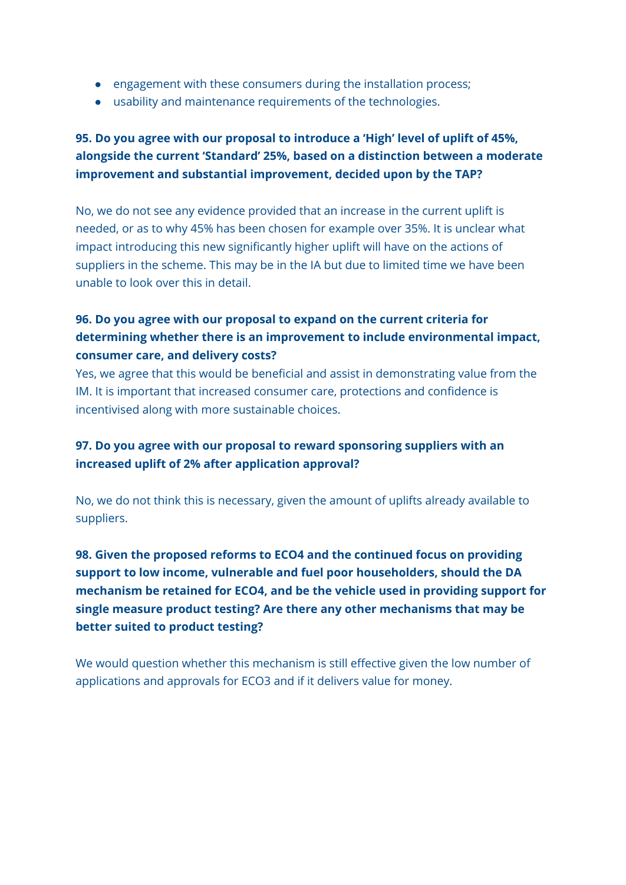- engagement with these consumers during the installation process;
- usability and maintenance requirements of the technologies.

**95. Do you agree with our proposal to introduce a 'High' level of uplift of 45%, alongside the current 'Standard' 25%, based on a distinction between a moderate improvement and substantial improvement, decided upon by the TAP?**

No, we do not see any evidence provided that an increase in the current uplift is needed, or as to why 45% has been chosen for example over 35%. It is unclear what impact introducing this new significantly higher uplift will have on the actions of suppliers in the scheme. This may be in the IA but due to limited time we have been unable to look over this in detail.

**96. Do you agree with our proposal to expand on the current criteria for determining whether there is an improvement to include environmental impact, consumer care, and delivery costs?**

Yes, we agree that this would be beneficial and assist in demonstrating value from the IM. It is important that increased consumer care, protections and confidence is incentivised along with more sustainable choices.

**97. Do you agree with our proposal to reward sponsoring suppliers with an increased uplift of 2% after application approval?**

No, we do not think this is necessary, given the amount of uplifts already available to suppliers.

**98. Given the proposed reforms to ECO4 and the continued focus on providing support to low income, vulnerable and fuel poor householders, should the DA mechanism be retained for ECO4, and be the vehicle used in providing support for single measure product testing? Are there any other mechanisms that may be better suited to product testing?**

We would question whether this mechanism is still effective given the low number of applications and approvals for ECO3 and if it delivers value for money.